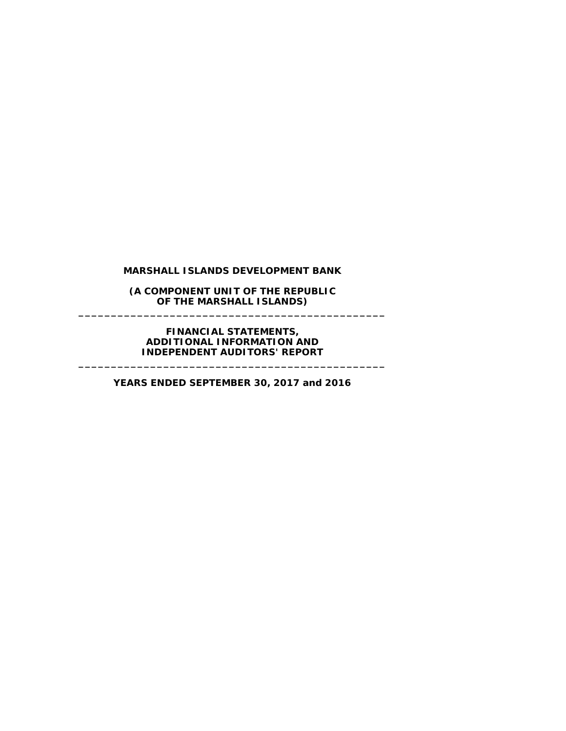**MARSHALL ISLANDS DEVELOPMENT BANK**

**(A COMPONENT UNIT OF THE REPUBLIC OF THE MARSHALL ISLANDS)**

---

**FINANCIAL STATEMENTS, ADDITIONAL INFORMATION AND INDEPENDENT AUDITORS' REPORT**

---

**YEARS ENDED SEPTEMBER 30, 2017 and 2016**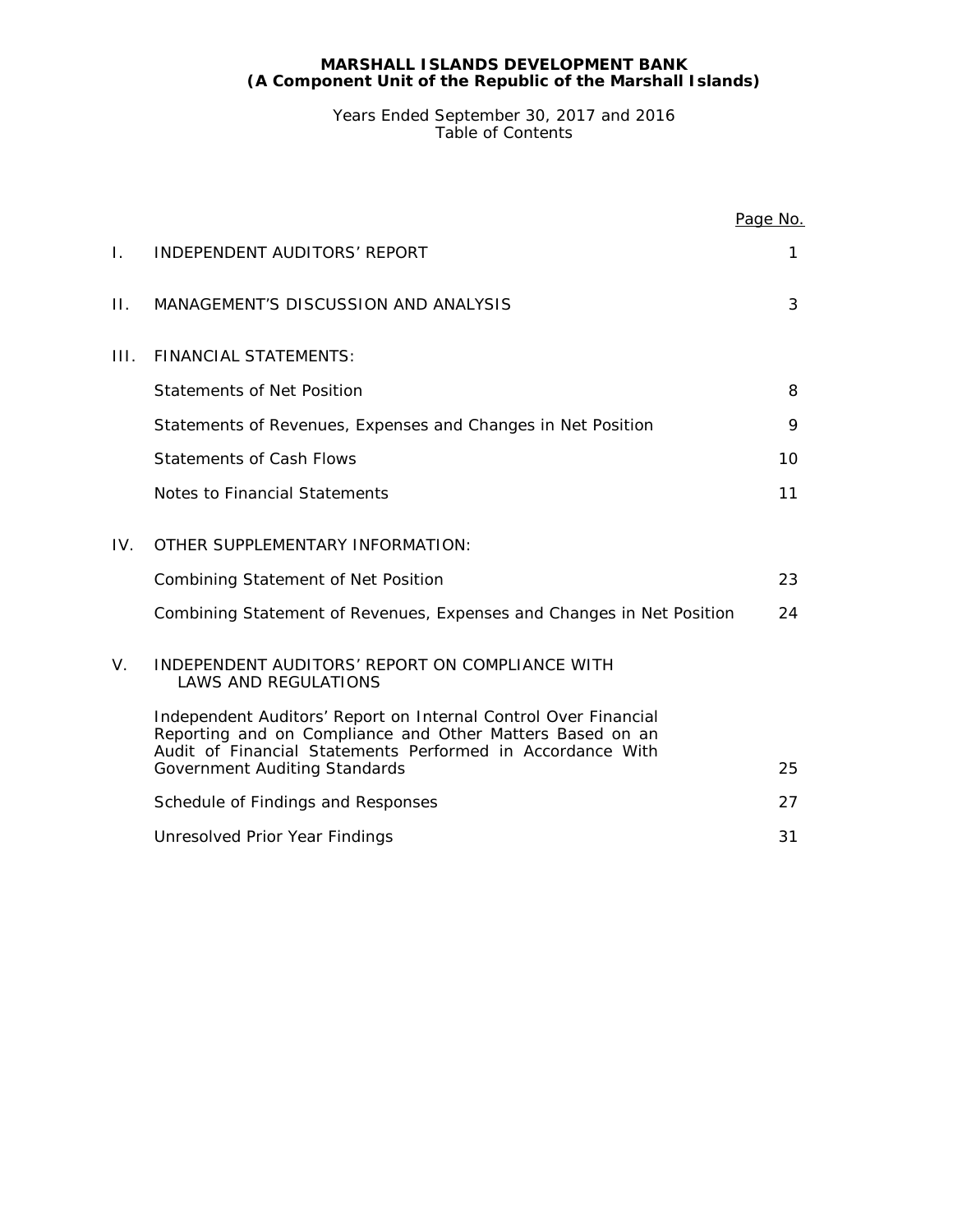**MARSHALL ISLANDS DEVELOPMENT BANK**
**(A Component Unit of the Republic of the Marshall Islands)**

Years Ended September 30, 2017 and 2016
Table of Contents

| | | Page No. |
|---|---|---|
| I. | INDEPENDENT AUDITORS' REPORT | 1 |
| II. | MANAGEMENT'S DISCUSSION AND ANALYSIS | 3 |
| III. | FINANCIAL STATEMENTS: | |
| | Statements of Net Position | 8 |
| | Statements of Revenues, Expenses and Changes in Net Position | 9 |
| | Statements of Cash Flows | 10 |
| | Notes to Financial Statements | 11 |
| IV. | OTHER SUPPLEMENTARY INFORMATION: | |
| | Combining Statement of Net Position | 23 |
| | Combining Statement of Revenues, Expenses and Changes in Net Position | 24 |
| V. | INDEPENDENT AUDITORS' REPORT ON COMPLIANCE WITH LAWS AND REGULATIONS | |
| | Independent Auditors' Report on Internal Control Over Financial Reporting and on Compliance and Other Matters Based on an Audit of Financial Statements Performed in Accordance With Government Auditing Standards | 25 |
| | Schedule of Findings and Responses | 27 |
| | Unresolved Prior Year Findings | 31 |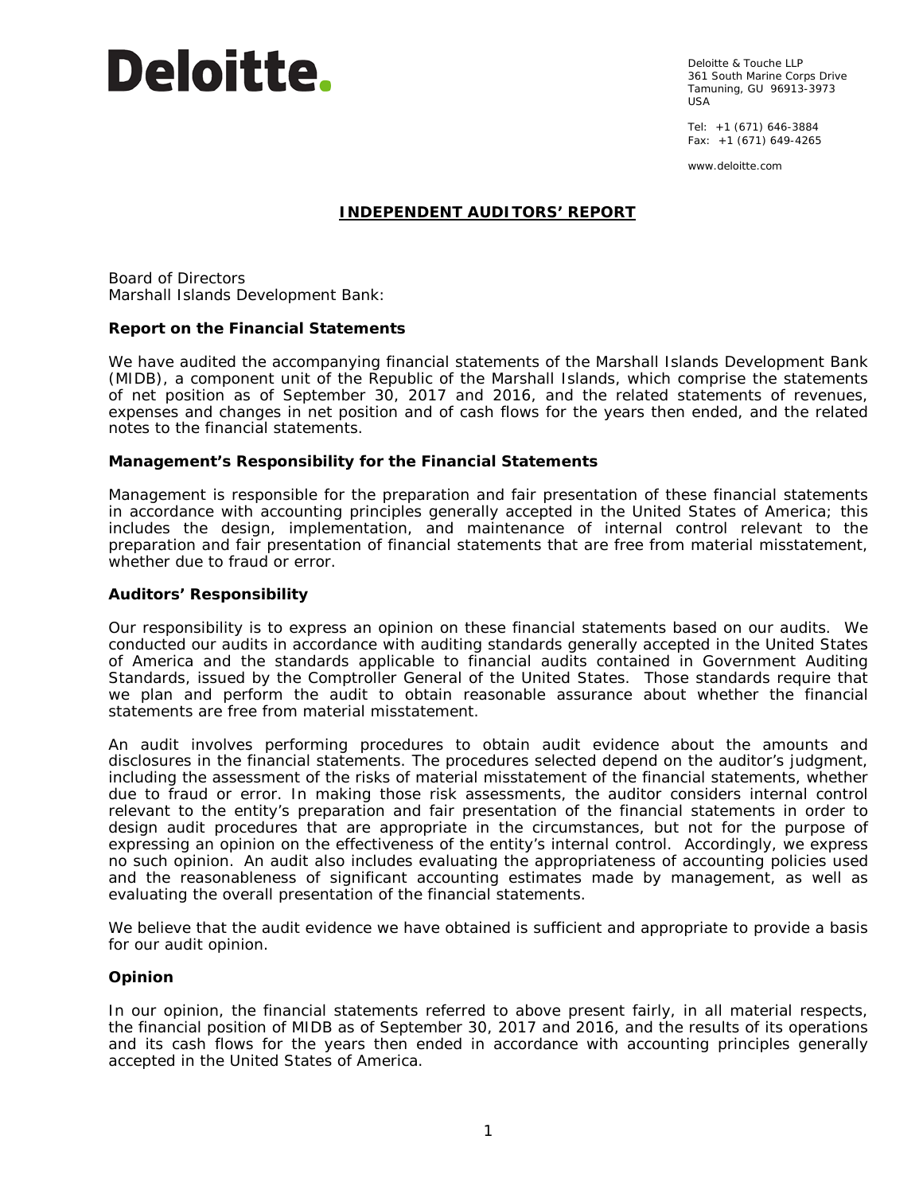Deloitte.

Deloitte & Touche LLP
361 South Marine Corps Drive
Tamuning, GU 96913-3973
USA

Tel: +1 (671) 646-3884
Fax: +1 (671) 649-4265

www.deloitte.com

# INDEPENDENT AUDITORS' REPORT

Board of Directors
Marshall Islands Development Bank:

## Report on the Financial Statements

We have audited the accompanying financial statements of the Marshall Islands Development Bank (MIDB), a component unit of the Republic of the Marshall Islands, which comprise the statements of net position as of September 30, 2017 and 2016, and the related statements of revenues, expenses and changes in net position and of cash flows for the years then ended, and the related notes to the financial statements.

## Management's Responsibility for the Financial Statements

Management is responsible for the preparation and fair presentation of these financial statements in accordance with accounting principles generally accepted in the United States of America; this includes the design, implementation, and maintenance of internal control relevant to the preparation and fair presentation of financial statements that are free from material misstatement, whether due to fraud or error.

## Auditors' Responsibility

Our responsibility is to express an opinion on these financial statements based on our audits. We conducted our audits in accordance with auditing standards generally accepted in the United States of America and the standards applicable to financial audits contained in Government Auditing Standards, issued by the Comptroller General of the United States. Those standards require that we plan and perform the audit to obtain reasonable assurance about whether the financial statements are free from material misstatement.

An audit involves performing procedures to obtain audit evidence about the amounts and disclosures in the financial statements. The procedures selected depend on the auditor's judgment, including the assessment of the risks of material misstatement of the financial statements, whether due to fraud or error. In making those risk assessments, the auditor considers internal control relevant to the entity's preparation and fair presentation of the financial statements in order to design audit procedures that are appropriate in the circumstances, but not for the purpose of expressing an opinion on the effectiveness of the entity's internal control. Accordingly, we express no such opinion. An audit also includes evaluating the appropriateness of accounting policies used and the reasonableness of significant accounting estimates made by management, as well as evaluating the overall presentation of the financial statements.

We believe that the audit evidence we have obtained is sufficient and appropriate to provide a basis for our audit opinion.

## Opinion

In our opinion, the financial statements referred to above present fairly, in all material respects, the financial position of MIDB as of September 30, 2017 and 2016, and the results of its operations and its cash flows for the years then ended in accordance with accounting principles generally accepted in the United States of America.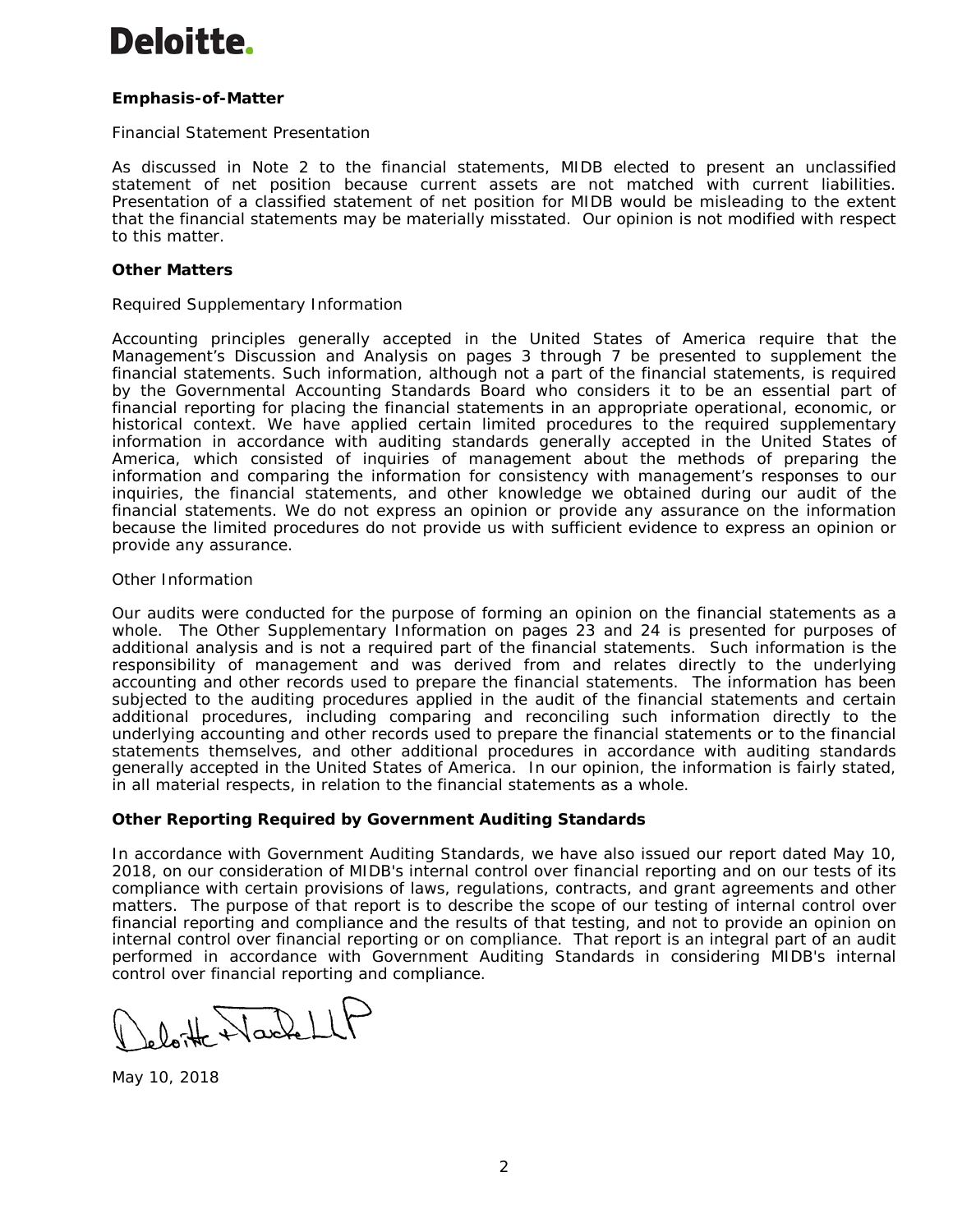Deloitte.

## Emphasis-of-Matter

Financial Statement Presentation

As discussed in Note 2 to the financial statements, MIDB elected to present an unclassified statement of net position because current assets are not matched with current liabilities. Presentation of a classified statement of net position for MIDB would be misleading to the extent that the financial statements may be materially misstated. Our opinion is not modified with respect to this matter.

## Other Matters

Required Supplementary Information

Accounting principles generally accepted in the United States of America require that the Management's Discussion and Analysis on pages 3 through 7 be presented to supplement the financial statements. Such information, although not a part of the financial statements, is required by the Governmental Accounting Standards Board who considers it to be an essential part of financial reporting for placing the financial statements in an appropriate operational, economic, or historical context. We have applied certain limited procedures to the required supplementary information in accordance with auditing standards generally accepted in the United States of America, which consisted of inquiries of management about the methods of preparing the information and comparing the information for consistency with management's responses to our inquiries, the financial statements, and other knowledge we obtained during our audit of the financial statements. We do not express an opinion or provide any assurance on the information because the limited procedures do not provide us with sufficient evidence to express an opinion or provide any assurance.

Other Information

Our audits were conducted for the purpose of forming an opinion on the financial statements as a whole. The Other Supplementary Information on pages 23 and 24 is presented for purposes of additional analysis and is not a required part of the financial statements. Such information is the responsibility of management and was derived from and relates directly to the underlying accounting and other records used to prepare the financial statements. The information has been subjected to the auditing procedures applied in the audit of the financial statements and certain additional procedures, including comparing and reconciling such information directly to the underlying accounting and other records used to prepare the financial statements or to the financial statements themselves, and other additional procedures in accordance with auditing standards generally accepted in the United States of America. In our opinion, the information is fairly stated, in all material respects, in relation to the financial statements as a whole.

## Other Reporting Required by Government Auditing Standards

In accordance with Government Auditing Standards, we have also issued our report dated May 10, 2018, on our consideration of MIDB's internal control over financial reporting and on our tests of its compliance with certain provisions of laws, regulations, contracts, and grant agreements and other matters. The purpose of that report is to describe the scope of our testing of internal control over financial reporting and compliance and the results of that testing, and not to provide an opinion on internal control over financial reporting or on compliance. That report is an integral part of an audit performed in accordance with Government Auditing Standards in considering MIDB's internal control over financial reporting and compliance.

Deloitte + Touche LLP

May 10, 2018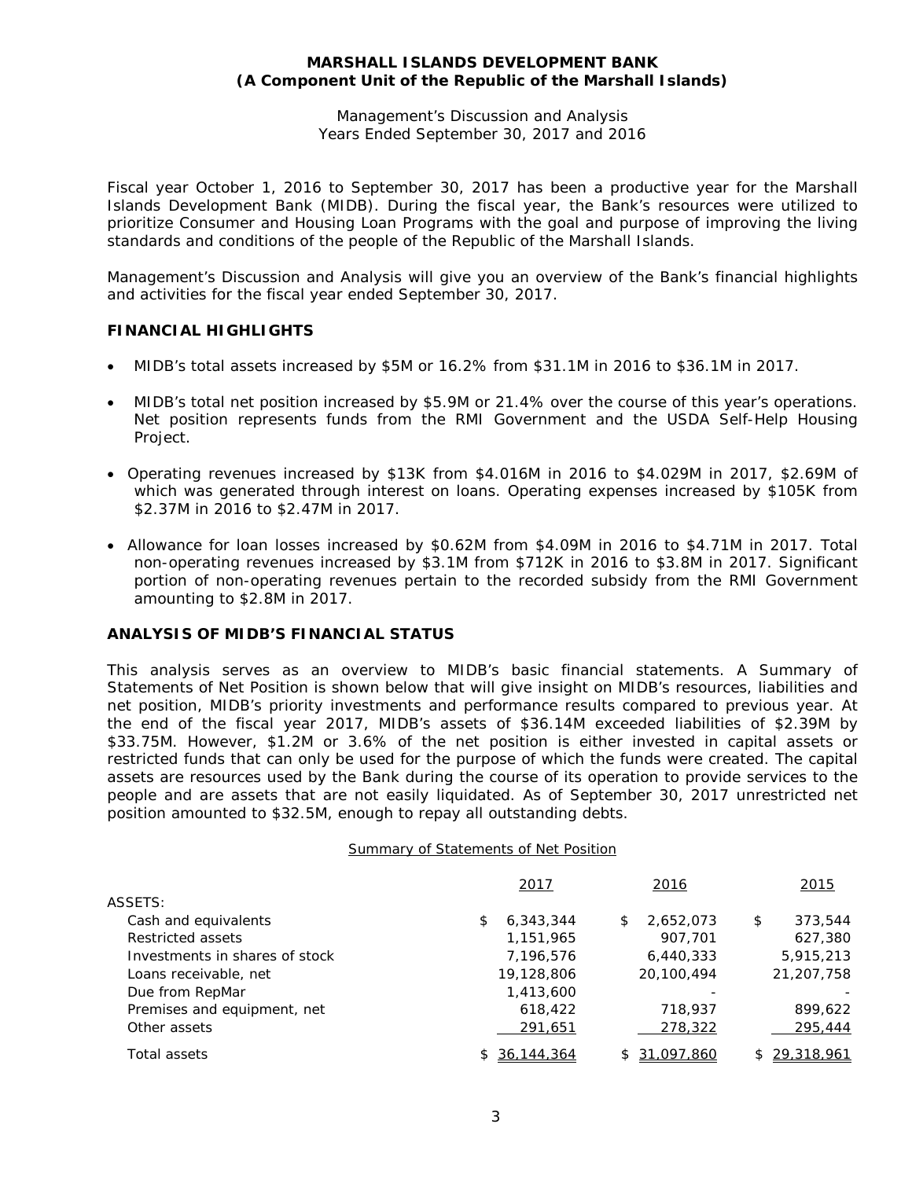**MARSHALL ISLANDS DEVELOPMENT BANK**
**(A Component Unit of the Republic of the Marshall Islands)**

Management's Discussion and Analysis
Years Ended September 30, 2017 and 2016

Fiscal year October 1, 2016 to September 30, 2017 has been a productive year for the Marshall Islands Development Bank (MIDB). During the fiscal year, the Bank's resources were utilized to prioritize Consumer and Housing Loan Programs with the goal and purpose of improving the living standards and conditions of the people of the Republic of the Marshall Islands.

Management's Discussion and Analysis will give you an overview of the Bank's financial highlights and activities for the fiscal year ended September 30, 2017.

## FINANCIAL HIGHLIGHTS

- MIDB's total assets increased by $5M or 16.2% from $31.1M in 2016 to $36.1M in 2017.
- MIDB's total net position increased by $5.9M or 21.4% over the course of this year's operations. Net position represents funds from the RMI Government and the USDA Self-Help Housing Project.
- Operating revenues increased by $13K from $4.016M in 2016 to $4.029M in 2017, $2.69M of which was generated through interest on loans. Operating expenses increased by $105K from $2.37M in 2016 to $2.47M in 2017.
- Allowance for loan losses increased by $0.62M from $4.09M in 2016 to $4.71M in 2017. Total non-operating revenues increased by $3.1M from $712K in 2016 to $3.8M in 2017. Significant portion of non-operating revenues pertain to the recorded subsidy from the RMI Government amounting to $2.8M in 2017.

## ANALYSIS OF MIDB'S FINANCIAL STATUS

This analysis serves as an overview to MIDB's basic financial statements. A Summary of Statements of Net Position is shown below that will give insight on MIDB's resources, liabilities and net position, MIDB's priority investments and performance results compared to previous year. At the end of the fiscal year 2017, MIDB's assets of $36.14M exceeded liabilities of $2.39M by $33.75M. However, $1.2M or 3.6% of the net position is either invested in capital assets or restricted funds that can only be used for the purpose of which the funds were created. The capital assets are resources used by the Bank during the course of its operation to provide services to the people and are assets that are not easily liquidated. As of September 30, 2017 unrestricted net position amounted to $32.5M, enough to repay all outstanding debts.

Summary of Statements of Net Position

| | 2017 | 2016 | 2015 |
|---|---|---|---|
| ASSETS: | | | |
| Cash and equivalents | $ 6,343,344 | $ 2,652,073 | $ 373,544 |
| Restricted assets | 1,151,965 | 907,701 | 627,380 |
| Investments in shares of stock | 7,196,576 | 6,440,333 | 5,915,213 |
| Loans receivable, net | 19,128,806 | 20,100,494 | 21,207,758 |
| Due from RepMar | 1,413,600 | - | - |
| Premises and equipment, net | 618,422 | 718,937 | 899,622 |
| Other assets | 291,651 | 278,322 | 295,444 |
| Total assets | $ 36,144,364 | $ 31,097,860 | $ 29,318,961 |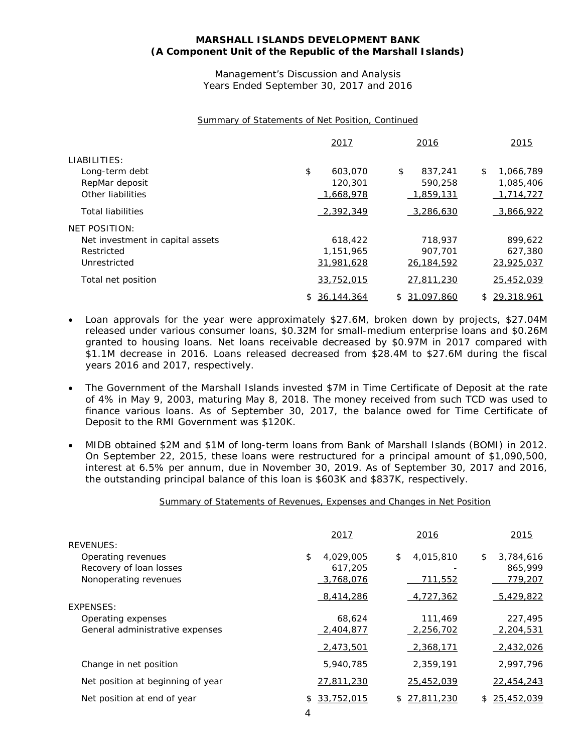**MARSHALL ISLANDS DEVELOPMENT BANK**
**(A Component Unit of the Republic of the Marshall Islands)**

Management's Discussion and Analysis
Years Ended September 30, 2017 and 2016

Summary of Statements of Net Position, Continued

| | 2017 | 2016 | 2015 |
|---|---|---|---|
| LIABILITIES: | | | |
| Long-term debt | $ 603,070 | $ 837,241 | $ 1,066,789 |
| RepMar deposit | 120,301 | 590,258 | 1,085,406 |
| Other liabilities | 1,668,978 | 1,859,131 | 1,714,727 |
| Total liabilities | 2,392,349 | 3,286,630 | 3,866,922 |
| NET POSITION: | | | |
| Net investment in capital assets | 618,422 | 718,937 | 899,622 |
| Restricted | 1,151,965 | 907,701 | 627,380 |
| Unrestricted | 31,981,628 | 26,184,592 | 23,925,037 |
| Total net position | 33,752,015 | 27,811,230 | 25,452,039 |
| | $ 36,144,364 | $ 31,097,860 | $ 29,318,961 |

- Loan approvals for the year were approximately $27.6M, broken down by projects, $27.04M released under various consumer loans, $0.32M for small-medium enterprise loans and $0.26M granted to housing loans. Net loans receivable decreased by $0.97M in 2017 compared with $1.1M decrease in 2016. Loans released decreased from $28.4M to $27.6M during the fiscal years 2016 and 2017, respectively.

- The Government of the Marshall Islands invested $7M in Time Certificate of Deposit at the rate of 4% in May 9, 2003, maturing May 8, 2018. The money received from such TCD was used to finance various loans. As of September 30, 2017, the balance owed for Time Certificate of Deposit to the RMI Government was $120K.

- MIDB obtained $2M and $1M of long-term loans from Bank of Marshall Islands (BOMI) in 2012. On September 22, 2015, these loans were restructured for a principal amount of $1,090,500, interest at 6.5% per annum, due in November 30, 2019. As of September 30, 2017 and 2016, the outstanding principal balance of this loan is $603K and $837K, respectively.

Summary of Statements of Revenues, Expenses and Changes in Net Position

| | 2017 | 2016 | 2015 |
|---|---|---|---|
| REVENUES: | | | |
| Operating revenues | $ 4,029,005 | $ 4,015,810 | $ 3,784,616 |
| Recovery of loan losses | 617,205 | - | 865,999 |
| Nonoperating revenues | 3,768,076 | 711,552 | 779,207 |
| | 8,414,286 | 4,727,362 | 5,429,822 |
| EXPENSES: | | | |
| Operating expenses | 68,624 | 111,469 | 227,495 |
| General administrative expenses | 2,404,877 | 2,256,702 | 2,204,531 |
| | 2,473,501 | 2,368,171 | 2,432,026 |
| Change in net position | 5,940,785 | 2,359,191 | 2,997,796 |
| Net position at beginning of year | 27,811,230 | 25,452,039 | 22,454,243 |
| Net position at end of year | $ 33,752,015 | $ 27,811,230 | $ 25,452,039 |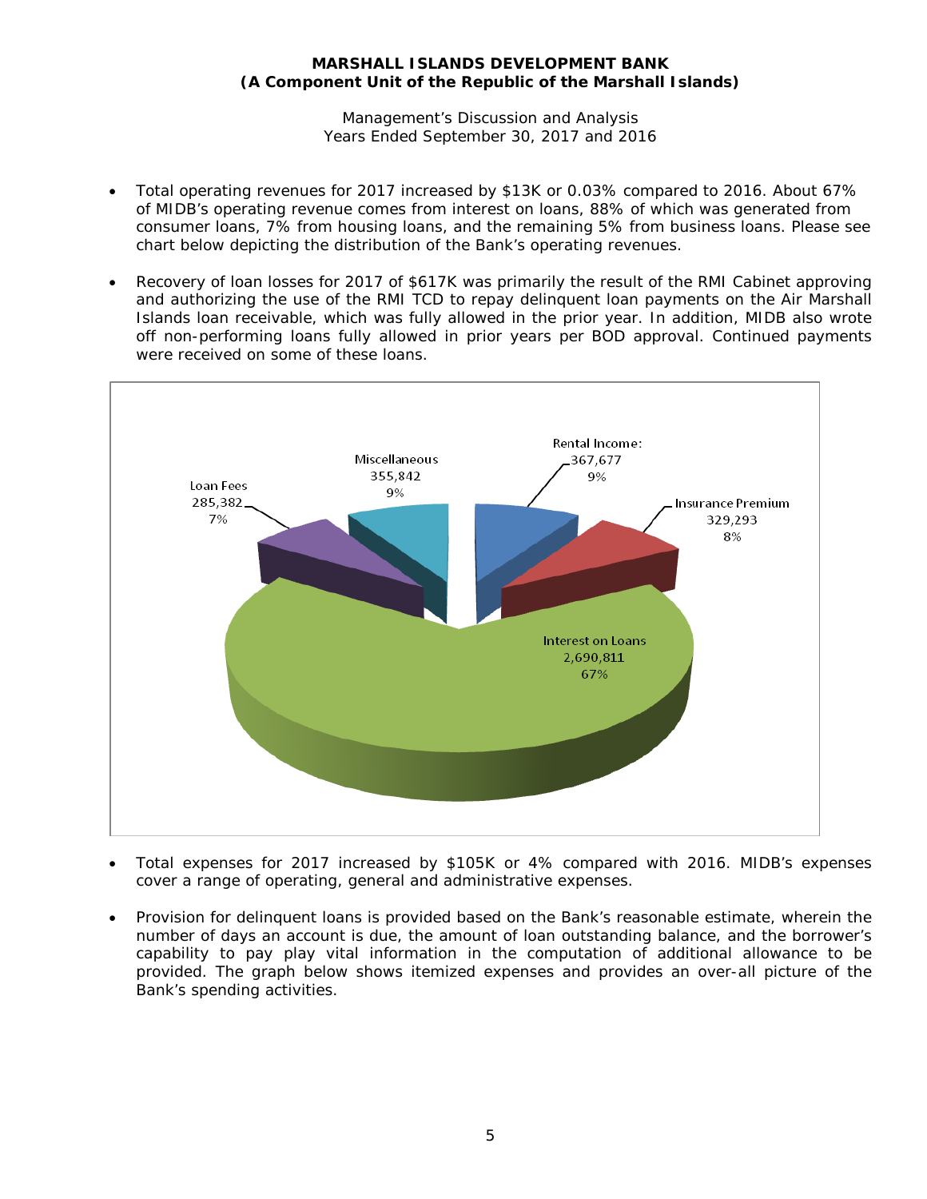- Total operating revenues for 2017 increased by \$13K or 0.03% compared to 2016. About 67% of MIDB's operating revenue comes from interest on loans, 88% of which was generated from consumer loans, 7% from housing loans, and the remaining 5% from business loans. Please see chart below depicting the distribution of the Bank's operating revenues.

- Recovery of loan losses for 2017 of \$617K was primarily the result of the RMI Cabinet approving and authorizing the use of the RMI TCD to repay delinquent loan payments on the Air Marshall Islands loan receivable, which was fully allowed in the prior year. In addition, MIDB also wrote off non-performing loans fully allowed in prior years per BOD approval. Continued payments were received on some of these loans.

| Category | Amount | % |
|---|---|---|
| Interest on Loans | 2,690,811 | 67% |
| Rental Income | 367,677 | 9% |
| Miscellaneous | 355,842 | 9% |
| Insurance Premium | 329,293 | 8% |
| Loan Fees | 285,382 | 7% |

- Total expenses for 2017 increased by \$105K or 4% compared with 2016. MIDB's expenses cover a range of operating, general and administrative expenses.

- Provision for delinquent loans is provided based on the Bank's reasonable estimate, wherein the number of days an account is due, the amount of loan outstanding balance, and the borrower's capability to pay play vital information in the computation of additional allowance to be provided. The graph below shows itemized expenses and provides an over-all picture of the Bank's spending activities.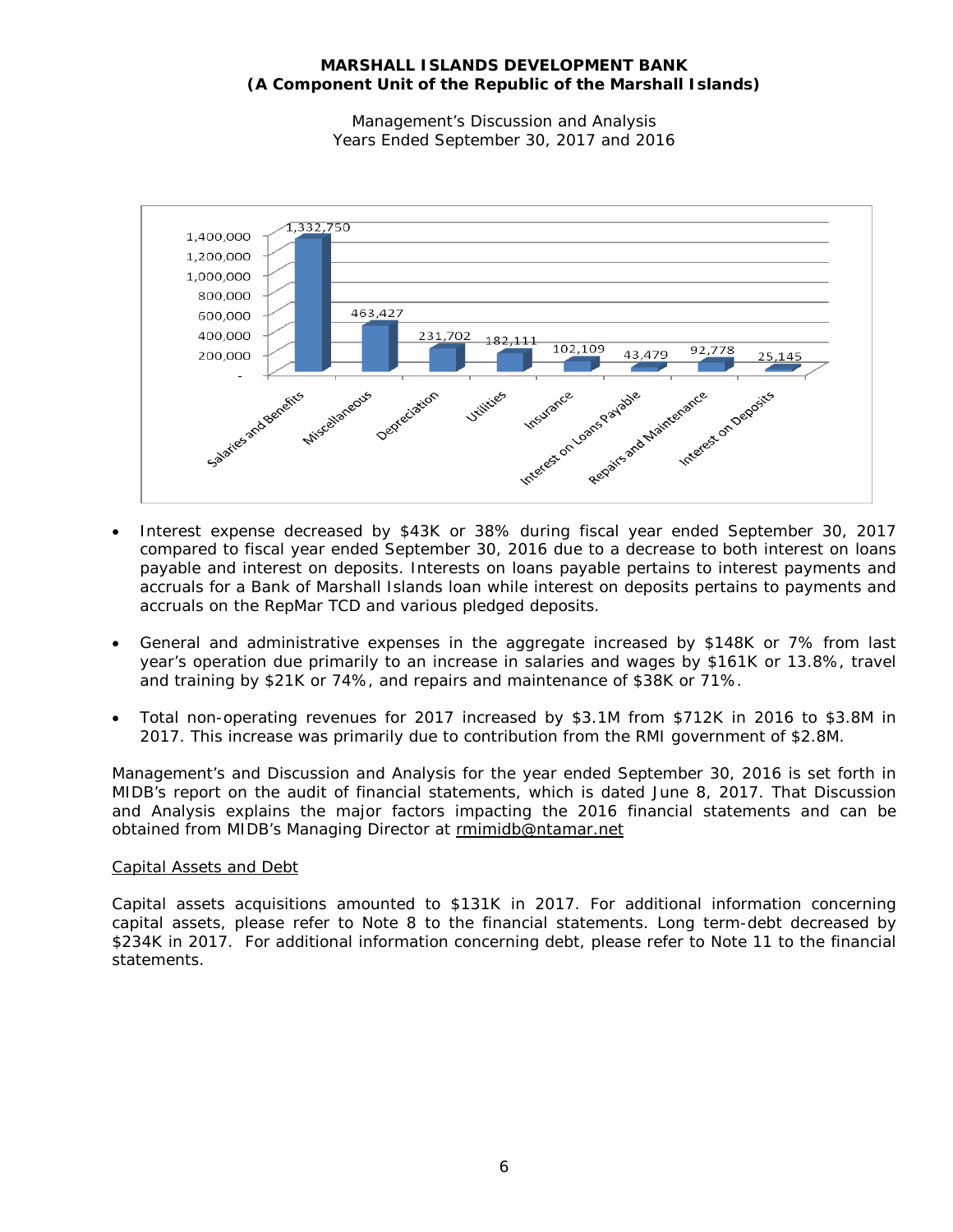| Salaries and Benefits | Miscellaneous | Depreciation | Utilities | Insurance | Interest on Loans Payable | Repairs and Maintenance | Interest on Deposits |
|---|---|---|---|---|---|---|---|
| 1,332,750 | 463,427 | 231,702 | 182,111 | 102,109 | 43,479 | 92,778 | 25,145 |

- Interest expense decreased by $43K or 38% during fiscal year ended September 30, 2017 compared to fiscal year ended September 30, 2016 due to a decrease to both interest on loans payable and interest on deposits. Interests on loans payable pertains to interest payments and accruals for a Bank of Marshall Islands loan while interest on deposits pertains to payments and accruals on the RepMar TCD and various pledged deposits.

- General and administrative expenses in the aggregate increased by $148K or 7% from last year's operation due primarily to an increase in salaries and wages by $161K or 13.8%, travel and training by $21K or 74%, and repairs and maintenance of $38K or 71%.

- Total non-operating revenues for 2017 increased by $3.1M from $712K in 2016 to $3.8M in 2017. This increase was primarily due to contribution from the RMI government of $2.8M.

Management's and Discussion and Analysis for the year ended September 30, 2016 is set forth in MIDB's report on the audit of financial statements, which is dated June 8, 2017. That Discussion and Analysis explains the major factors impacting the 2016 financial statements and can be obtained from MIDB's Managing Director at rmimidb@ntamar.net

## Capital Assets and Debt

Capital assets acquisitions amounted to $131K in 2017. For additional information concerning capital assets, please refer to Note 8 to the financial statements. Long term-debt decreased by $234K in 2017. For additional information concerning debt, please refer to Note 11 to the financial statements.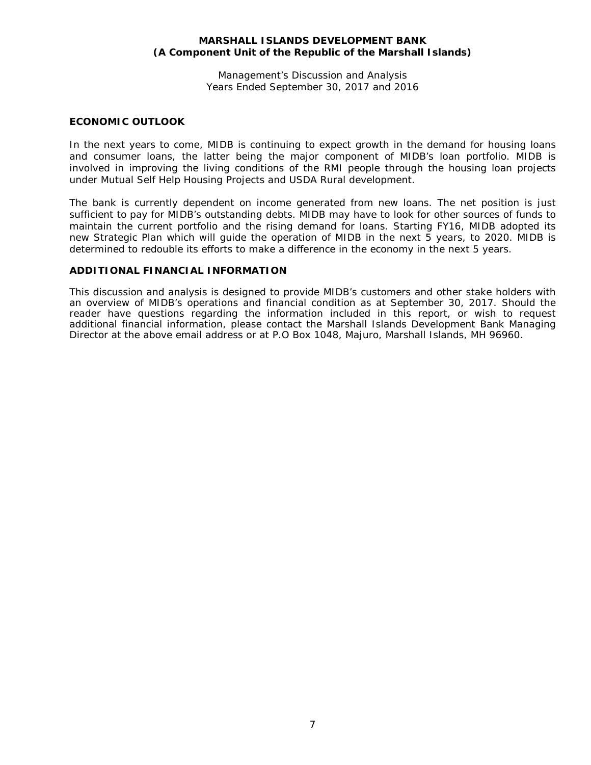## ECONOMIC OUTLOOK

In the next years to come, MIDB is continuing to expect growth in the demand for housing loans and consumer loans, the latter being the major component of MIDB's loan portfolio. MIDB is involved in improving the living conditions of the RMI people through the housing loan projects under Mutual Self Help Housing Projects and USDA Rural development.

The bank is currently dependent on income generated from new loans. The net position is just sufficient to pay for MIDB's outstanding debts. MIDB may have to look for other sources of funds to maintain the current portfolio and the rising demand for loans. Starting FY16, MIDB adopted its new Strategic Plan which will guide the operation of MIDB in the next 5 years, to 2020. MIDB is determined to redouble its efforts to make a difference in the economy in the next 5 years.

## ADDITIONAL FINANCIAL INFORMATION

This discussion and analysis is designed to provide MIDB's customers and other stake holders with an overview of MIDB's operations and financial condition as at September 30, 2017. Should the reader have questions regarding the information included in this report, or wish to request additional financial information, please contact the Marshall Islands Development Bank Managing Director at the above email address or at P.O Box 1048, Majuro, Marshall Islands, MH 96960.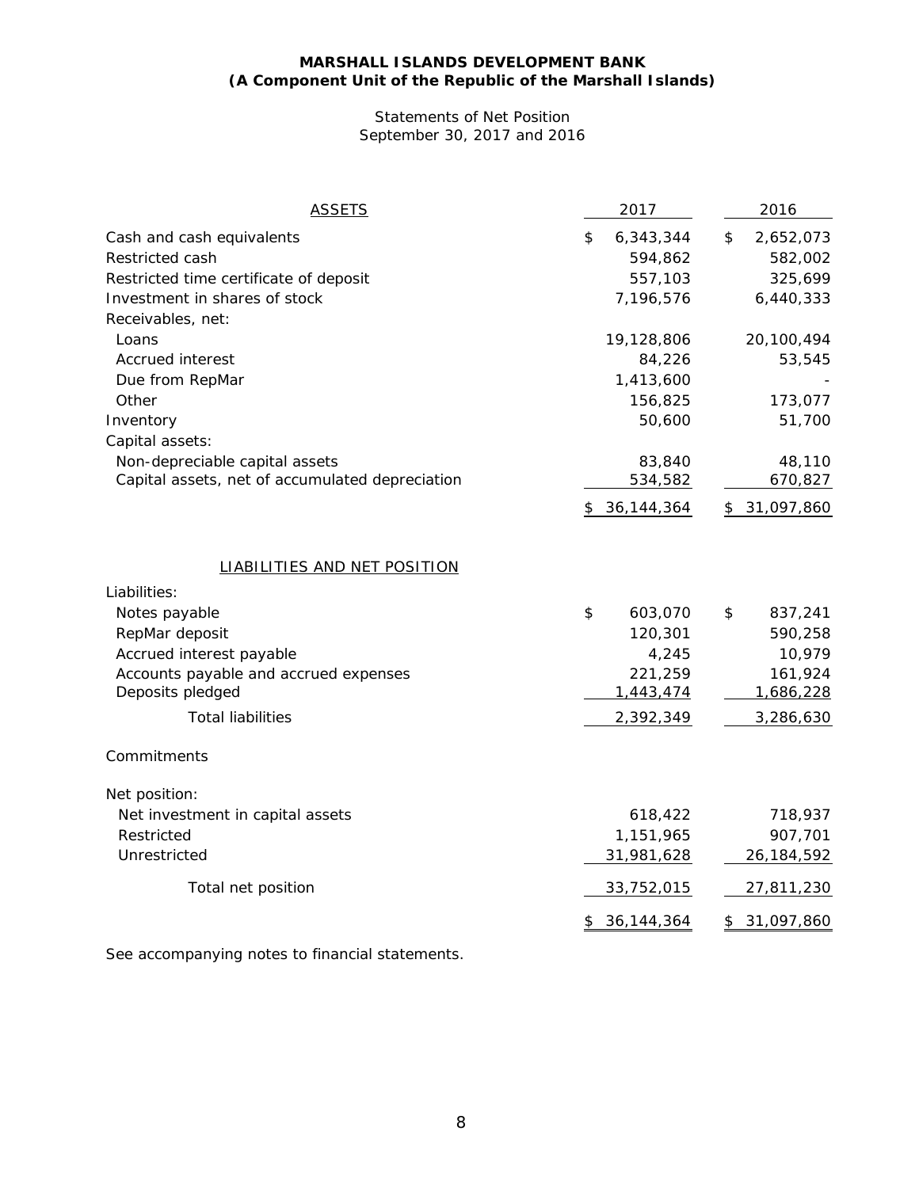**MARSHALL ISLANDS DEVELOPMENT BANK**
**(A Component Unit of the Republic of the Marshall Islands)**

Statements of Net Position
September 30, 2017 and 2016

| ASSETS | 2017 | 2016 |
|---|---|---|
| Cash and cash equivalents | $ 6,343,344 | $ 2,652,073 |
| Restricted cash | 594,862 | 582,002 |
| Restricted time certificate of deposit | 557,103 | 325,699 |
| Investment in shares of stock | 7,196,576 | 6,440,333 |
| Receivables, net: | | |
| Loans | 19,128,806 | 20,100,494 |
| Accrued interest | 84,226 | 53,545 |
| Due from RepMar | 1,413,600 | - |
| Other | 156,825 | 173,077 |
| Inventory | 50,600 | 51,700 |
| Capital assets: | | |
| Non-depreciable capital assets | 83,840 | 48,110 |
| Capital assets, net of accumulated depreciation | 534,582 | 670,827 |
| | $ 36,144,364 | $ 31,097,860 |

| LIABILITIES AND NET POSITION | 2017 | 2016 |
|---|---|---|
| Liabilities: | | |
| Notes payable | $ 603,070 | $ 837,241 |
| RepMar deposit | 120,301 | 590,258 |
| Accrued interest payable | 4,245 | 10,979 |
| Accounts payable and accrued expenses | 221,259 | 161,924 |
| Deposits pledged | 1,443,474 | 1,686,228 |
| Total liabilities | 2,392,349 | 3,286,630 |
| Commitments | | |
| Net position: | | |
| Net investment in capital assets | 618,422 | 718,937 |
| Restricted | 1,151,965 | 907,701 |
| Unrestricted | 31,981,628 | 26,184,592 |
| Total net position | 33,752,015 | 27,811,230 |
| | $ 36,144,364 | $ 31,097,860 |

See accompanying notes to financial statements.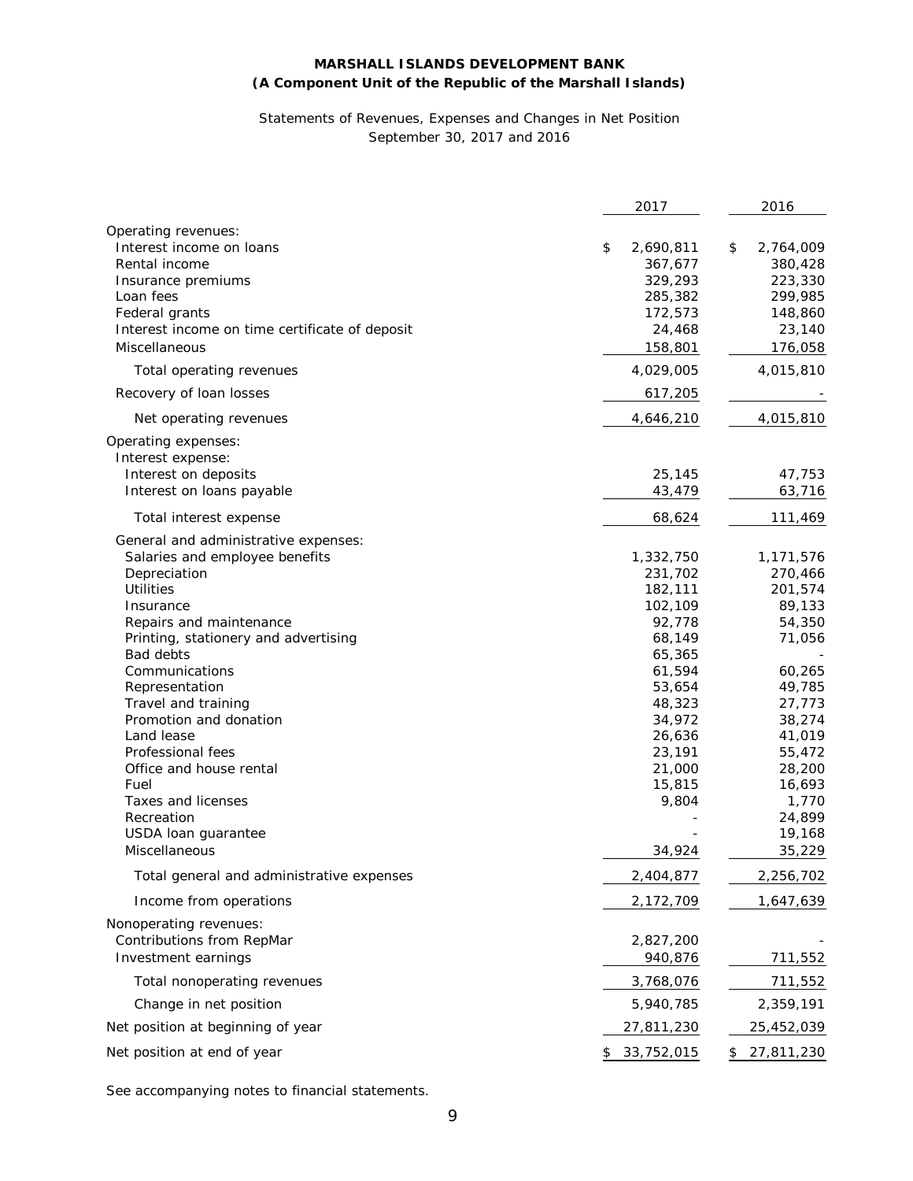**MARSHALL ISLANDS DEVELOPMENT BANK**
**(A Component Unit of the Republic of the Marshall Islands)**

Statements of Revenues, Expenses and Changes in Net Position
September 30, 2017 and 2016

| | 2017 | 2016 |
|---|---|---|
| Operating revenues: | | |
| Interest income on loans | $ 2,690,811 | $ 2,764,009 |
| Rental income | 367,677 | 380,428 |
| Insurance premiums | 329,293 | 223,330 |
| Loan fees | 285,382 | 299,985 |
| Federal grants | 172,573 | 148,860 |
| Interest income on time certificate of deposit | 24,468 | 23,140 |
| Miscellaneous | 158,801 | 176,058 |
| Total operating revenues | 4,029,005 | 4,015,810 |
| Recovery of loan losses | 617,205 | - |
| Net operating revenues | 4,646,210 | 4,015,810 |
| Operating expenses: | | |
| Interest expense: | | |
| Interest on deposits | 25,145 | 47,753 |
| Interest on loans payable | 43,479 | 63,716 |
| Total interest expense | 68,624 | 111,469 |
| General and administrative expenses: | | |
| Salaries and employee benefits | 1,332,750 | 1,171,576 |
| Depreciation | 231,702 | 270,466 |
| Utilities | 182,111 | 201,574 |
| Insurance | 102,109 | 89,133 |
| Repairs and maintenance | 92,778 | 54,350 |
| Printing, stationery and advertising | 68,149 | 71,056 |
| Bad debts | 65,365 | - |
| Communications | 61,594 | 60,265 |
| Representation | 53,654 | 49,785 |
| Travel and training | 48,323 | 27,773 |
| Promotion and donation | 34,972 | 38,274 |
| Land lease | 26,636 | 41,019 |
| Professional fees | 23,191 | 55,472 |
| Office and house rental | 21,000 | 28,200 |
| Fuel | 15,815 | 16,693 |
| Taxes and licenses | 9,804 | 1,770 |
| Recreation | - | 24,899 |
| USDA loan guarantee | - | 19,168 |
| Miscellaneous | 34,924 | 35,229 |
| Total general and administrative expenses | 2,404,877 | 2,256,702 |
| Income from operations | 2,172,709 | 1,647,639 |
| Nonoperating revenues: | | |
| Contributions from RepMar | 2,827,200 | - |
| Investment earnings | 940,876 | 711,552 |
| Total nonoperating revenues | 3,768,076 | 711,552 |
| Change in net position | 5,940,785 | 2,359,191 |
| Net position at beginning of year | 27,811,230 | 25,452,039 |
| Net position at end of year | $ 33,752,015 | $ 27,811,230 |

See accompanying notes to financial statements.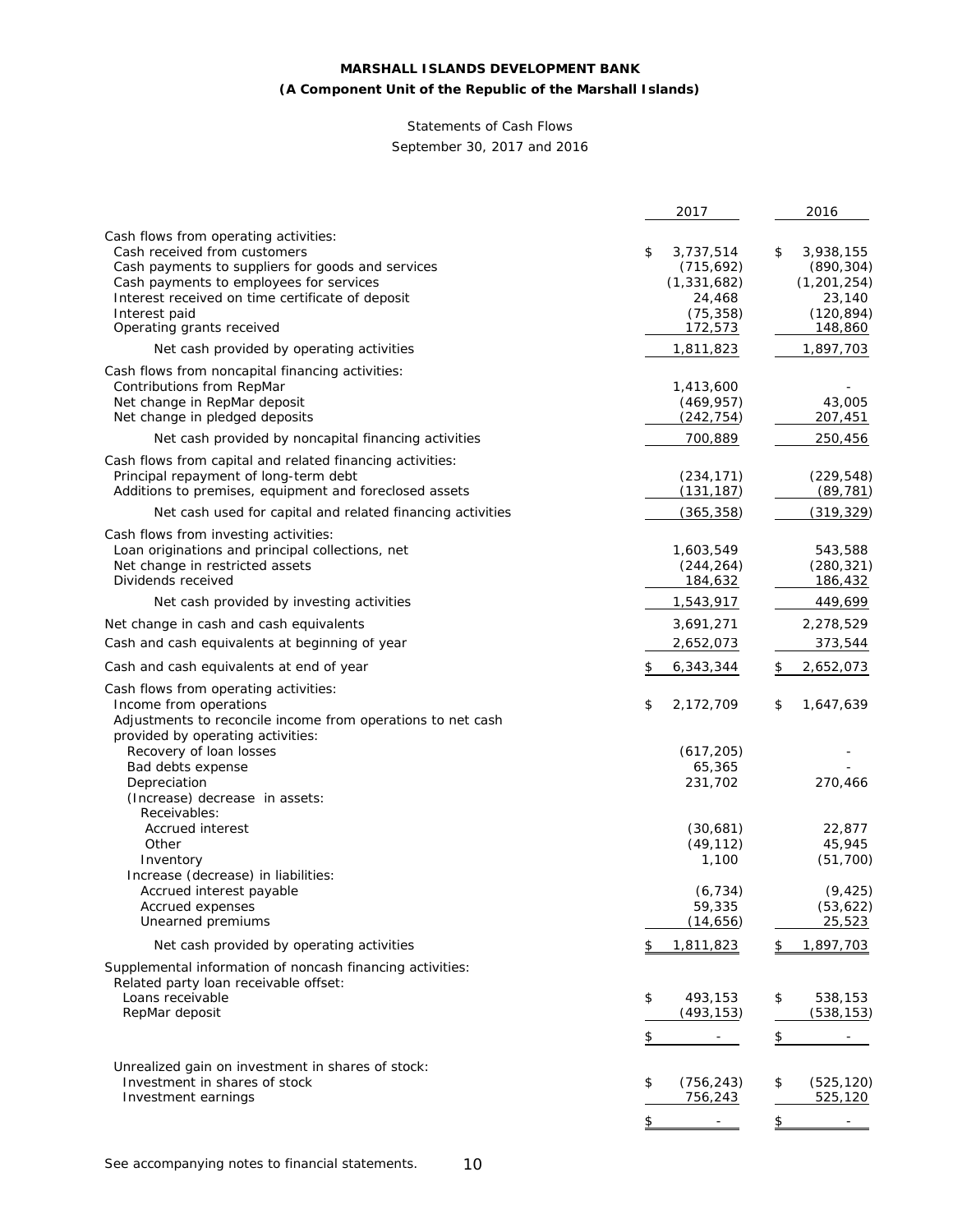**MARSHALL ISLANDS DEVELOPMENT BANK**

**(A Component Unit of the Republic of the Marshall Islands)**

Statements of Cash Flows

September 30, 2017 and 2016

| | 2017 | 2016 |
|---|---|---|
| Cash flows from operating activities: | | |
| Cash received from customers | $ 3,737,514 | $ 3,938,155 |
| Cash payments to suppliers for goods and services | (715,692) | (890,304) |
| Cash payments to employees for services | (1,331,682) | (1,201,254) |
| Interest received on time certificate of deposit | 24,468 | 23,140 |
| Interest paid | (75,358) | (120,894) |
| Operating grants received | 172,573 | 148,860 |
| Net cash provided by operating activities | 1,811,823 | 1,897,703 |
| Cash flows from noncapital financing activities: | | |
| Contributions from RepMar | 1,413,600 | - |
| Net change in RepMar deposit | (469,957) | 43,005 |
| Net change in pledged deposits | (242,754) | 207,451 |
| Net cash provided by noncapital financing activities | 700,889 | 250,456 |
| Cash flows from capital and related financing activities: | | |
| Principal repayment of long-term debt | (234,171) | (229,548) |
| Additions to premises, equipment and foreclosed assets | (131,187) | (89,781) |
| Net cash used for capital and related financing activities | (365,358) | (319,329) |
| Cash flows from investing activities: | | |
| Loan originations and principal collections, net | 1,603,549 | 543,588 |
| Net change in restricted assets | (244,264) | (280,321) |
| Dividends received | 184,632 | 186,432 |
| Net cash provided by investing activities | 1,543,917 | 449,699 |
| Net change in cash and cash equivalents | 3,691,271 | 2,278,529 |
| Cash and cash equivalents at beginning of year | 2,652,073 | 373,544 |
| Cash and cash equivalents at end of year | $ 6,343,344 | $ 2,652,073 |
| Cash flows from operating activities: | | |
| Income from operations | $ 2,172,709 | $ 1,647,639 |
| Adjustments to reconcile income from operations to net cash provided by operating activities: | | |
| Recovery of loan losses | (617,205) | - |
| Bad debts expense | 65,365 | - |
| Depreciation | 231,702 | 270,466 |
| (Increase) decrease in assets: | | |
| Receivables: | | |
| Accrued interest | (30,681) | 22,877 |
| Other | (49,112) | 45,945 |
| Inventory | 1,100 | (51,700) |
| Increase (decrease) in liabilities: | | |
| Accrued interest payable | (6,734) | (9,425) |
| Accrued expenses | 59,335 | (53,622) |
| Unearned premiums | (14,656) | 25,523 |
| Net cash provided by operating activities | $ 1,811,823 | $ 1,897,703 |
| Supplemental information of noncash financing activities: | | |
| Related party loan receivable offset: | | |
| Loans receivable | $ 493,153 | $ 538,153 |
| RepMar deposit | (493,153) | (538,153) |
| | $ - | $ - |
| Unrealized gain on investment in shares of stock: | | |
| Investment in shares of stock | $ (756,243) | $ (525,120) |
| Investment earnings | 756,243 | 525,120 |
| | $ - | $ - |

See accompanying notes to financial statements.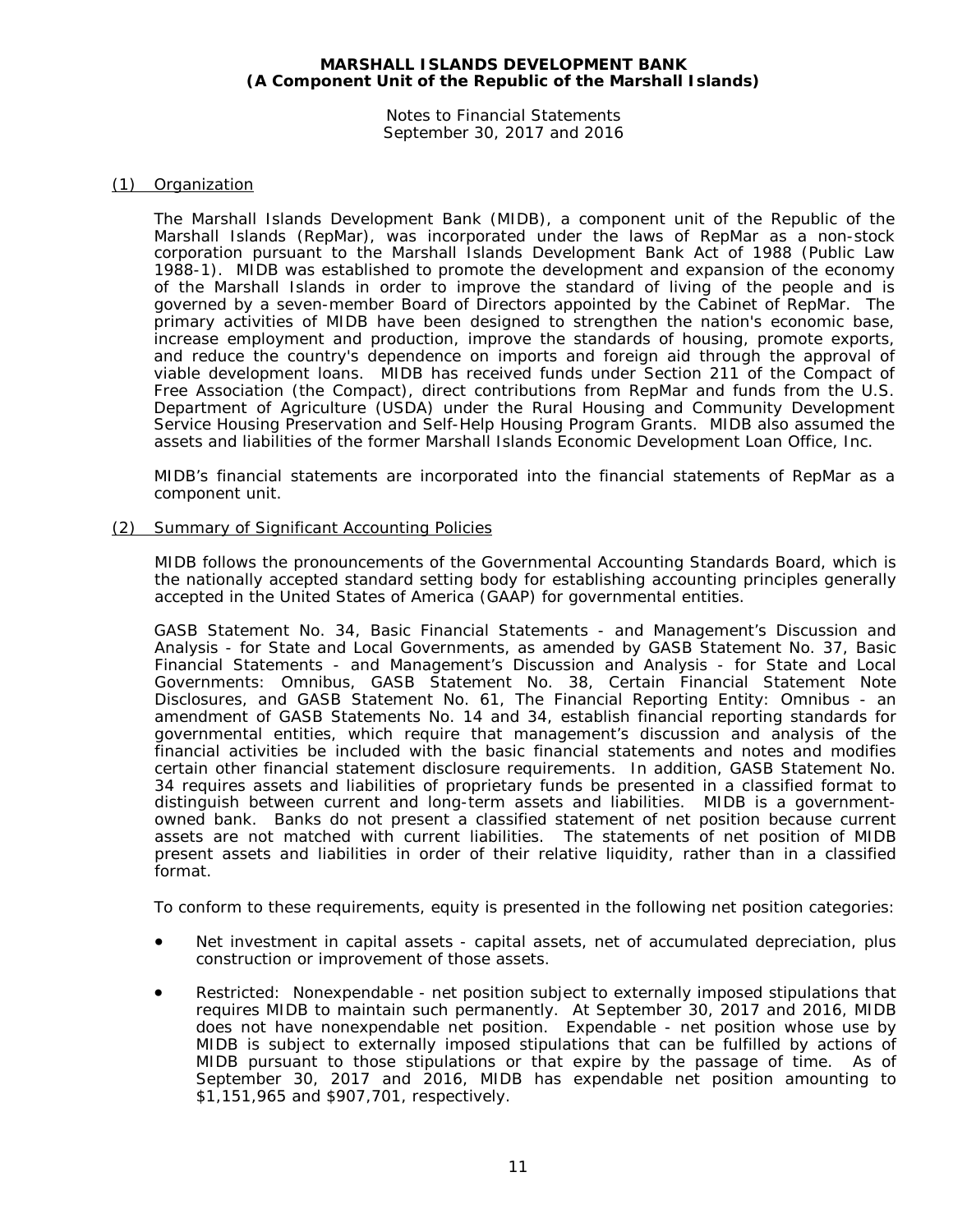# MARSHALL ISLANDS DEVELOPMENT BANK
## (A Component Unit of the Republic of the Marshall Islands)

Notes to Financial Statements
September 30, 2017 and 2016

## (1) Organization

The Marshall Islands Development Bank (MIDB), a component unit of the Republic of the Marshall Islands (RepMar), was incorporated under the laws of RepMar as a non-stock corporation pursuant to the Marshall Islands Development Bank Act of 1988 (Public Law 1988-1). MIDB was established to promote the development and expansion of the economy of the Marshall Islands in order to improve the standard of living of the people and is governed by a seven-member Board of Directors appointed by the Cabinet of RepMar. The primary activities of MIDB have been designed to strengthen the nation's economic base, increase employment and production, improve the standards of housing, promote exports, and reduce the country's dependence on imports and foreign aid through the approval of viable development loans. MIDB has received funds under Section 211 of the Compact of Free Association (the Compact), direct contributions from RepMar and funds from the U.S. Department of Agriculture (USDA) under the Rural Housing and Community Development Service Housing Preservation and Self-Help Housing Program Grants. MIDB also assumed the assets and liabilities of the former Marshall Islands Economic Development Loan Office, Inc.

MIDB's financial statements are incorporated into the financial statements of RepMar as a component unit.

## (2) Summary of Significant Accounting Policies

MIDB follows the pronouncements of the Governmental Accounting Standards Board, which is the nationally accepted standard setting body for establishing accounting principles generally accepted in the United States of America (GAAP) for governmental entities.

GASB Statement No. 34, Basic Financial Statements - and Management's Discussion and Analysis - for State and Local Governments, as amended by GASB Statement No. 37, Basic Financial Statements - and Management's Discussion and Analysis - for State and Local Governments: Omnibus, GASB Statement No. 38, Certain Financial Statement Note Disclosures, and GASB Statement No. 61, The Financial Reporting Entity: Omnibus - an amendment of GASB Statements No. 14 and 34, establish financial reporting standards for governmental entities, which require that management's discussion and analysis of the financial activities be included with the basic financial statements and notes and modifies certain other financial statement disclosure requirements. In addition, GASB Statement No. 34 requires assets and liabilities of proprietary funds be presented in a classified format to distinguish between current and long-term assets and liabilities. MIDB is a government-owned bank. Banks do not present a classified statement of net position because current assets are not matched with current liabilities. The statements of net position of MIDB present assets and liabilities in order of their relative liquidity, rather than in a classified format.

To conform to these requirements, equity is presented in the following net position categories:

- Net investment in capital assets - capital assets, net of accumulated depreciation, plus construction or improvement of those assets.
- Restricted: Nonexpendable - net position subject to externally imposed stipulations that requires MIDB to maintain such permanently. At September 30, 2017 and 2016, MIDB does not have nonexpendable net position. Expendable - net position whose use by MIDB is subject to externally imposed stipulations that can be fulfilled by actions of MIDB pursuant to those stipulations or that expire by the passage of time. As of September 30, 2017 and 2016, MIDB has expendable net position amounting to \$1,151,965 and \$907,701, respectively.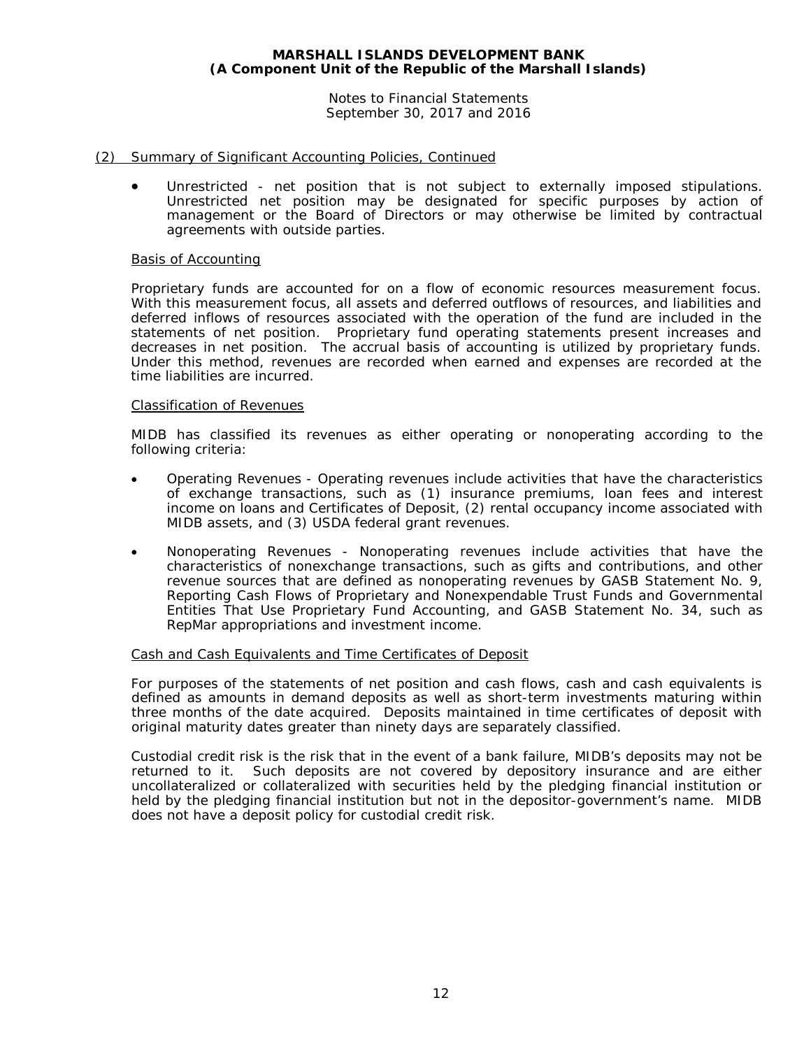## (2) Summary of Significant Accounting Policies, Continued

- Unrestricted - net position that is not subject to externally imposed stipulations. Unrestricted net position may be designated for specific purposes by action of management or the Board of Directors or may otherwise be limited by contractual agreements with outside parties.

### Basis of Accounting

Proprietary funds are accounted for on a flow of economic resources measurement focus. With this measurement focus, all assets and deferred outflows of resources, and liabilities and deferred inflows of resources associated with the operation of the fund are included in the statements of net position. Proprietary fund operating statements present increases and decreases in net position. The accrual basis of accounting is utilized by proprietary funds. Under this method, revenues are recorded when earned and expenses are recorded at the time liabilities are incurred.

### Classification of Revenues

MIDB has classified its revenues as either operating or nonoperating according to the following criteria:

- Operating Revenues - Operating revenues include activities that have the characteristics of exchange transactions, such as (1) insurance premiums, loan fees and interest income on loans and Certificates of Deposit, (2) rental occupancy income associated with MIDB assets, and (3) USDA federal grant revenues.
- Nonoperating Revenues - Nonoperating revenues include activities that have the characteristics of nonexchange transactions, such as gifts and contributions, and other revenue sources that are defined as nonoperating revenues by GASB Statement No. 9, Reporting Cash Flows of Proprietary and Nonexpendable Trust Funds and Governmental Entities That Use Proprietary Fund Accounting, and GASB Statement No. 34, such as RepMar appropriations and investment income.

### Cash and Cash Equivalents and Time Certificates of Deposit

For purposes of the statements of net position and cash flows, cash and cash equivalents is defined as amounts in demand deposits as well as short-term investments maturing within three months of the date acquired. Deposits maintained in time certificates of deposit with original maturity dates greater than ninety days are separately classified.

Custodial credit risk is the risk that in the event of a bank failure, MIDB's deposits may not be returned to it. Such deposits are not covered by depository insurance and are either uncollateralized or collateralized with securities held by the pledging financial institution or held by the pledging financial institution but not in the depositor-government's name. MIDB does not have a deposit policy for custodial credit risk.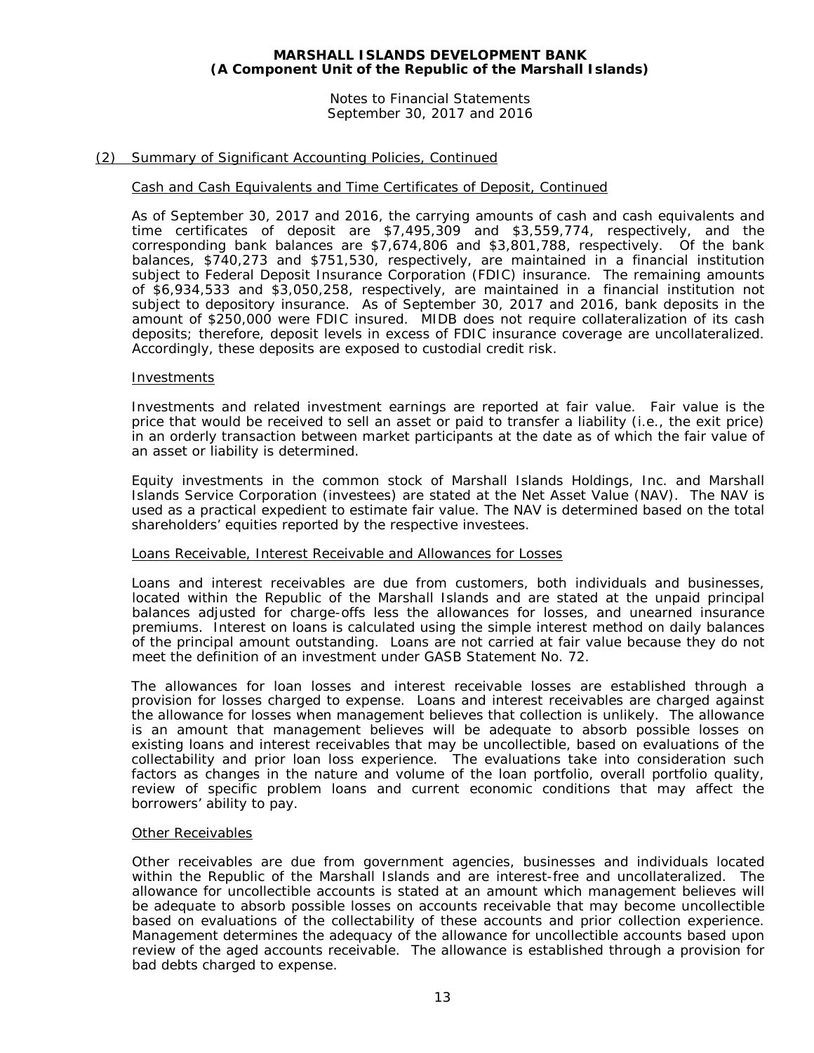## (2) Summary of Significant Accounting Policies, Continued

### Cash and Cash Equivalents and Time Certificates of Deposit, Continued

As of September 30, 2017 and 2016, the carrying amounts of cash and cash equivalents and time certificates of deposit are $7,495,309 and $3,559,774, respectively, and the corresponding bank balances are $7,674,806 and $3,801,788, respectively. Of the bank balances, $740,273 and $751,530, respectively, are maintained in a financial institution subject to Federal Deposit Insurance Corporation (FDIC) insurance. The remaining amounts of $6,934,533 and $3,050,258, respectively, are maintained in a financial institution not subject to depository insurance. As of September 30, 2017 and 2016, bank deposits in the amount of $250,000 were FDIC insured. MIDB does not require collateralization of its cash deposits; therefore, deposit levels in excess of FDIC insurance coverage are uncollateralized. Accordingly, these deposits are exposed to custodial credit risk.

### Investments

Investments and related investment earnings are reported at fair value. Fair value is the price that would be received to sell an asset or paid to transfer a liability (i.e., the exit price) in an orderly transaction between market participants at the date as of which the fair value of an asset or liability is determined.

Equity investments in the common stock of Marshall Islands Holdings, Inc. and Marshall Islands Service Corporation (investees) are stated at the Net Asset Value (NAV). The NAV is used as a practical expedient to estimate fair value. The NAV is determined based on the total shareholders' equities reported by the respective investees.

### Loans Receivable, Interest Receivable and Allowances for Losses

Loans and interest receivables are due from customers, both individuals and businesses, located within the Republic of the Marshall Islands and are stated at the unpaid principal balances adjusted for charge-offs less the allowances for losses, and unearned insurance premiums. Interest on loans is calculated using the simple interest method on daily balances of the principal amount outstanding. Loans are not carried at fair value because they do not meet the definition of an investment under GASB Statement No. 72.

The allowances for loan losses and interest receivable losses are established through a provision for losses charged to expense. Loans and interest receivables are charged against the allowance for losses when management believes that collection is unlikely. The allowance is an amount that management believes will be adequate to absorb possible losses on existing loans and interest receivables that may be uncollectible, based on evaluations of the collectability and prior loan loss experience. The evaluations take into consideration such factors as changes in the nature and volume of the loan portfolio, overall portfolio quality, review of specific problem loans and current economic conditions that may affect the borrowers' ability to pay.

### Other Receivables

Other receivables are due from government agencies, businesses and individuals located within the Republic of the Marshall Islands and are interest-free and uncollateralized. The allowance for uncollectible accounts is stated at an amount which management believes will be adequate to absorb possible losses on accounts receivable that may become uncollectible based on evaluations of the collectability of these accounts and prior collection experience. Management determines the adequacy of the allowance for uncollectible accounts based upon review of the aged accounts receivable. The allowance is established through a provision for bad debts charged to expense.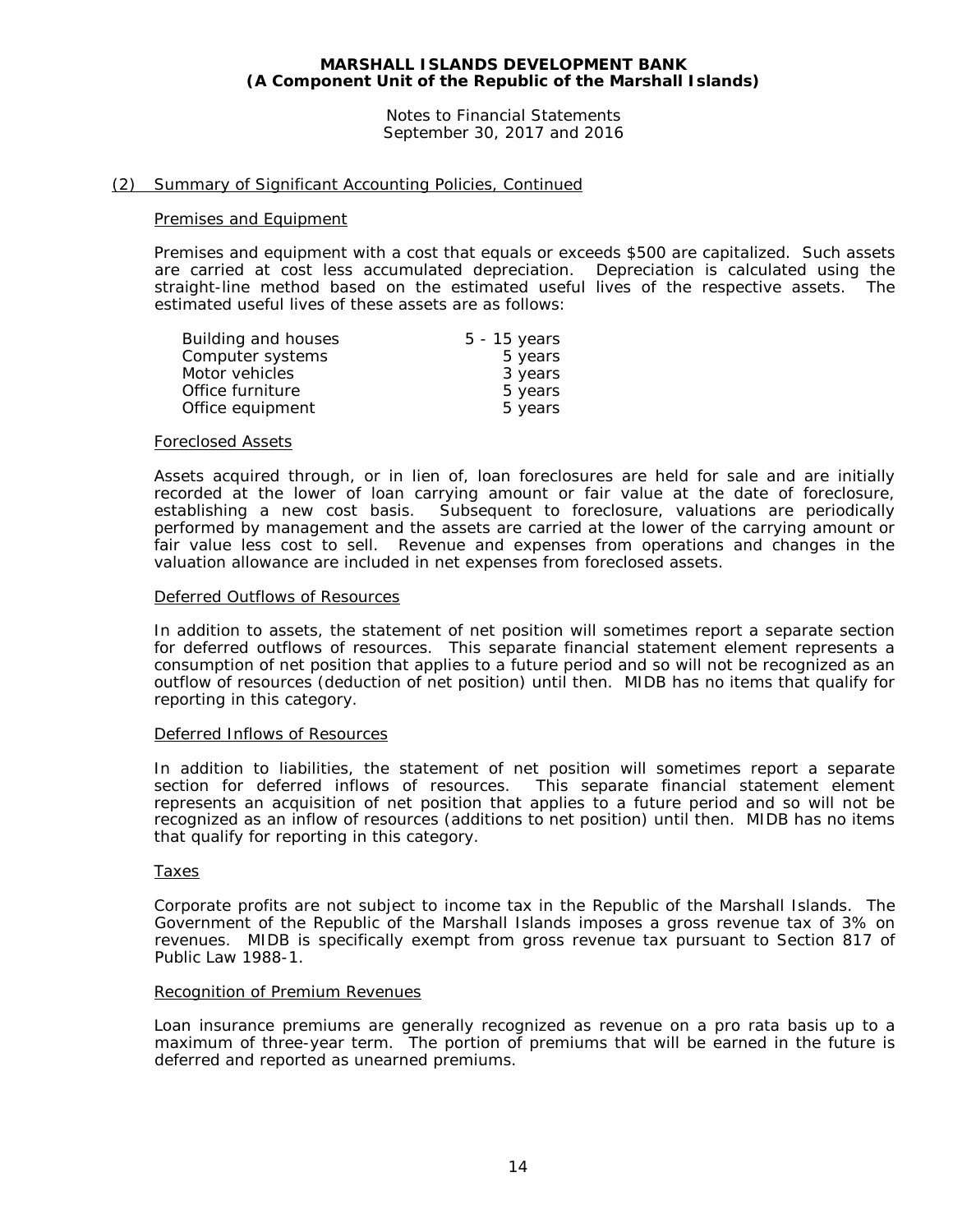**MARSHALL ISLANDS DEVELOPMENT BANK**
**(A Component Unit of the Republic of the Marshall Islands)**

Notes to Financial Statements
September 30, 2017 and 2016

## (2) Summary of Significant Accounting Policies, Continued

### Premises and Equipment

Premises and equipment with a cost that equals or exceeds $500 are capitalized. Such assets are carried at cost less accumulated depreciation. Depreciation is calculated using the straight-line method based on the estimated useful lives of the respective assets. The estimated useful lives of these assets are as follows:

| | |
|---|---|
| Building and houses | 5 - 15 years |
| Computer systems | 5 years |
| Motor vehicles | 3 years |
| Office furniture | 5 years |
| Office equipment | 5 years |

### Foreclosed Assets

Assets acquired through, or in lien of, loan foreclosures are held for sale and are initially recorded at the lower of loan carrying amount or fair value at the date of foreclosure, establishing a new cost basis. Subsequent to foreclosure, valuations are periodically performed by management and the assets are carried at the lower of the carrying amount or fair value less cost to sell. Revenue and expenses from operations and changes in the valuation allowance are included in net expenses from foreclosed assets.

### Deferred Outflows of Resources

In addition to assets, the statement of net position will sometimes report a separate section for deferred outflows of resources. This separate financial statement element represents a consumption of net position that applies to a future period and so will not be recognized as an outflow of resources (deduction of net position) until then. MIDB has no items that qualify for reporting in this category.

### Deferred Inflows of Resources

In addition to liabilities, the statement of net position will sometimes report a separate section for deferred inflows of resources. This separate financial statement element represents an acquisition of net position that applies to a future period and so will not be recognized as an inflow of resources (additions to net position) until then. MIDB has no items that qualify for reporting in this category.

### Taxes

Corporate profits are not subject to income tax in the Republic of the Marshall Islands. The Government of the Republic of the Marshall Islands imposes a gross revenue tax of 3% on revenues. MIDB is specifically exempt from gross revenue tax pursuant to Section 817 of Public Law 1988-1.

### Recognition of Premium Revenues

Loan insurance premiums are generally recognized as revenue on a pro rata basis up to a maximum of three-year term. The portion of premiums that will be earned in the future is deferred and reported as unearned premiums.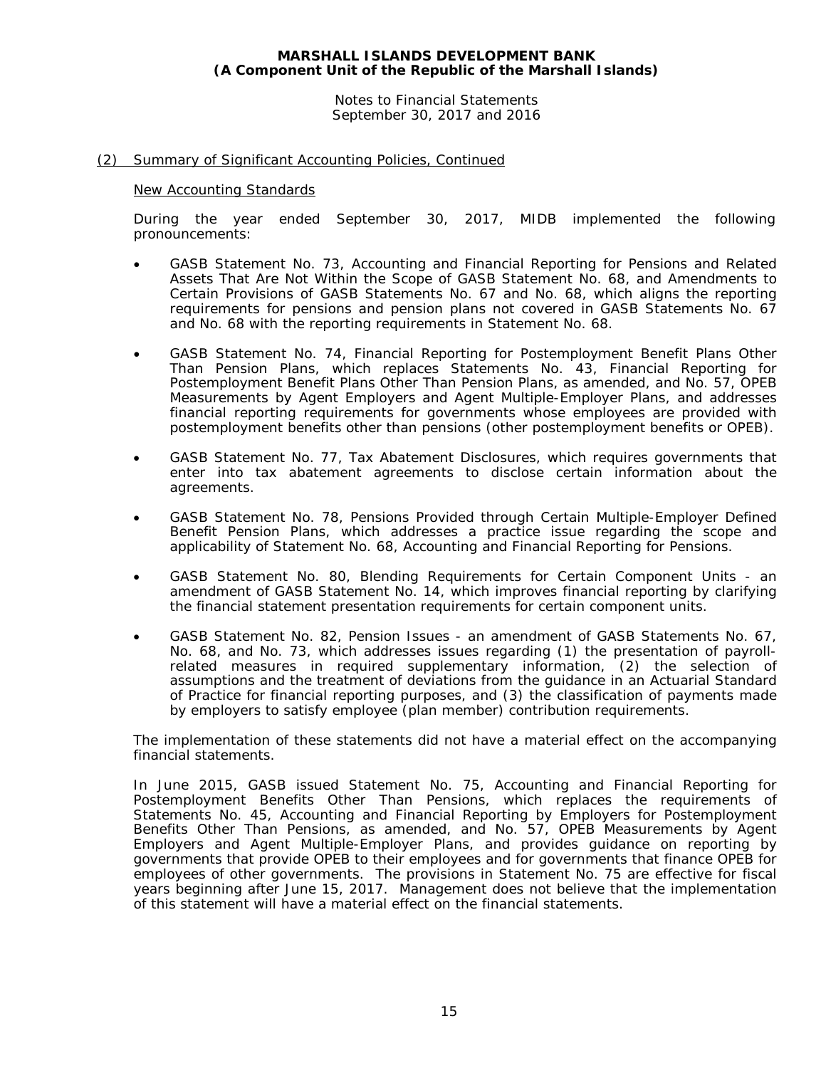**MARSHALL ISLANDS DEVELOPMENT BANK**
**(A Component Unit of the Republic of the Marshall Islands)**

Notes to Financial Statements
September 30, 2017 and 2016

(2) Summary of Significant Accounting Policies, Continued

New Accounting Standards

During the year ended September 30, 2017, MIDB implemented the following pronouncements:

- GASB Statement No. 73, Accounting and Financial Reporting for Pensions and Related Assets That Are Not Within the Scope of GASB Statement No. 68, and Amendments to Certain Provisions of GASB Statements No. 67 and No. 68, which aligns the reporting requirements for pensions and pension plans not covered in GASB Statements No. 67 and No. 68 with the reporting requirements in Statement No. 68.

- GASB Statement No. 74, Financial Reporting for Postemployment Benefit Plans Other Than Pension Plans, which replaces Statements No. 43, Financial Reporting for Postemployment Benefit Plans Other Than Pension Plans, as amended, and No. 57, OPEB Measurements by Agent Employers and Agent Multiple-Employer Plans, and addresses financial reporting requirements for governments whose employees are provided with postemployment benefits other than pensions (other postemployment benefits or OPEB).

- GASB Statement No. 77, Tax Abatement Disclosures, which requires governments that enter into tax abatement agreements to disclose certain information about the agreements.

- GASB Statement No. 78, Pensions Provided through Certain Multiple-Employer Defined Benefit Pension Plans, which addresses a practice issue regarding the scope and applicability of Statement No. 68, Accounting and Financial Reporting for Pensions.

- GASB Statement No. 80, Blending Requirements for Certain Component Units - an amendment of GASB Statement No. 14, which improves financial reporting by clarifying the financial statement presentation requirements for certain component units.

- GASB Statement No. 82, Pension Issues - an amendment of GASB Statements No. 67, No. 68, and No. 73, which addresses issues regarding (1) the presentation of payroll-related measures in required supplementary information, (2) the selection of assumptions and the treatment of deviations from the guidance in an Actuarial Standard of Practice for financial reporting purposes, and (3) the classification of payments made by employers to satisfy employee (plan member) contribution requirements.

The implementation of these statements did not have a material effect on the accompanying financial statements.

In June 2015, GASB issued Statement No. 75, Accounting and Financial Reporting for Postemployment Benefits Other Than Pensions, which replaces the requirements of Statements No. 45, Accounting and Financial Reporting by Employers for Postemployment Benefits Other Than Pensions, as amended, and No. 57, OPEB Measurements by Agent Employers and Agent Multiple-Employer Plans, and provides guidance on reporting by governments that provide OPEB to their employees and for governments that finance OPEB for employees of other governments. The provisions in Statement No. 75 are effective for fiscal years beginning after June 15, 2017. Management does not believe that the implementation of this statement will have a material effect on the financial statements.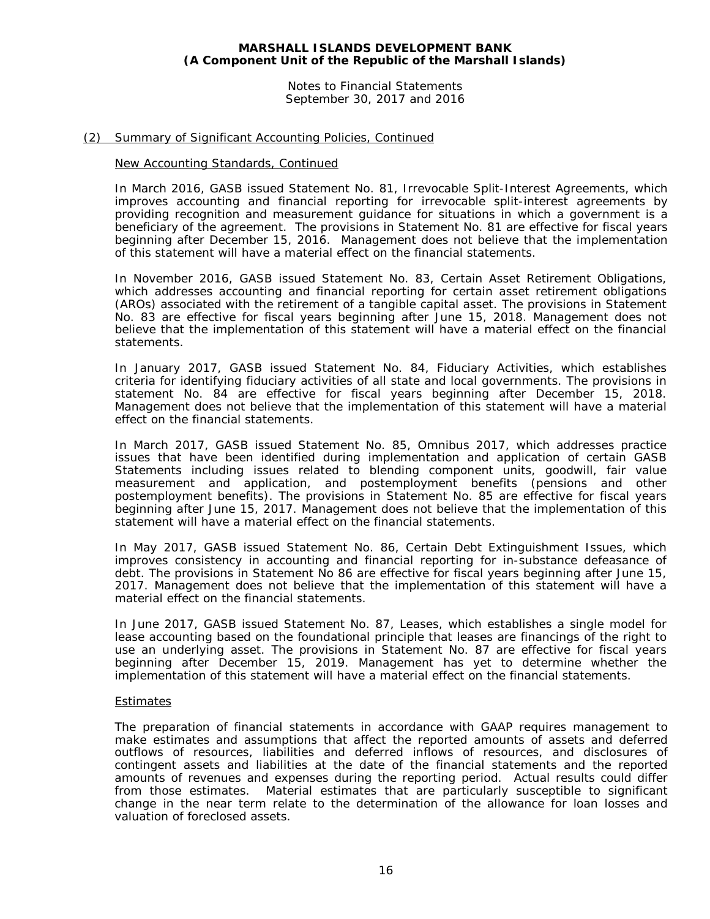## (2) Summary of Significant Accounting Policies, Continued

### New Accounting Standards, Continued

In March 2016, GASB issued Statement No. 81, Irrevocable Split-Interest Agreements, which improves accounting and financial reporting for irrevocable split-interest agreements by providing recognition and measurement guidance for situations in which a government is a beneficiary of the agreement. The provisions in Statement No. 81 are effective for fiscal years beginning after December 15, 2016. Management does not believe that the implementation of this statement will have a material effect on the financial statements.

In November 2016, GASB issued Statement No. 83, Certain Asset Retirement Obligations, which addresses accounting and financial reporting for certain asset retirement obligations (AROs) associated with the retirement of a tangible capital asset. The provisions in Statement No. 83 are effective for fiscal years beginning after June 15, 2018. Management does not believe that the implementation of this statement will have a material effect on the financial statements.

In January 2017, GASB issued Statement No. 84, Fiduciary Activities, which establishes criteria for identifying fiduciary activities of all state and local governments. The provisions in statement No. 84 are effective for fiscal years beginning after December 15, 2018. Management does not believe that the implementation of this statement will have a material effect on the financial statements.

In March 2017, GASB issued Statement No. 85, Omnibus 2017, which addresses practice issues that have been identified during implementation and application of certain GASB Statements including issues related to blending component units, goodwill, fair value measurement and application, and postemployment benefits (pensions and other postemployment benefits). The provisions in Statement No. 85 are effective for fiscal years beginning after June 15, 2017. Management does not believe that the implementation of this statement will have a material effect on the financial statements.

In May 2017, GASB issued Statement No. 86, Certain Debt Extinguishment Issues, which improves consistency in accounting and financial reporting for in-substance defeasance of debt. The provisions in Statement No 86 are effective for fiscal years beginning after June 15, 2017. Management does not believe that the implementation of this statement will have a material effect on the financial statements.

In June 2017, GASB issued Statement No. 87, Leases, which establishes a single model for lease accounting based on the foundational principle that leases are financings of the right to use an underlying asset. The provisions in Statement No. 87 are effective for fiscal years beginning after December 15, 2019. Management has yet to determine whether the implementation of this statement will have a material effect on the financial statements.

### Estimates

The preparation of financial statements in accordance with GAAP requires management to make estimates and assumptions that affect the reported amounts of assets and deferred outflows of resources, liabilities and deferred inflows of resources, and disclosures of contingent assets and liabilities at the date of the financial statements and the reported amounts of revenues and expenses during the reporting period. Actual results could differ from those estimates. Material estimates that are particularly susceptible to significant change in the near term relate to the determination of the allowance for loan losses and valuation of foreclosed assets.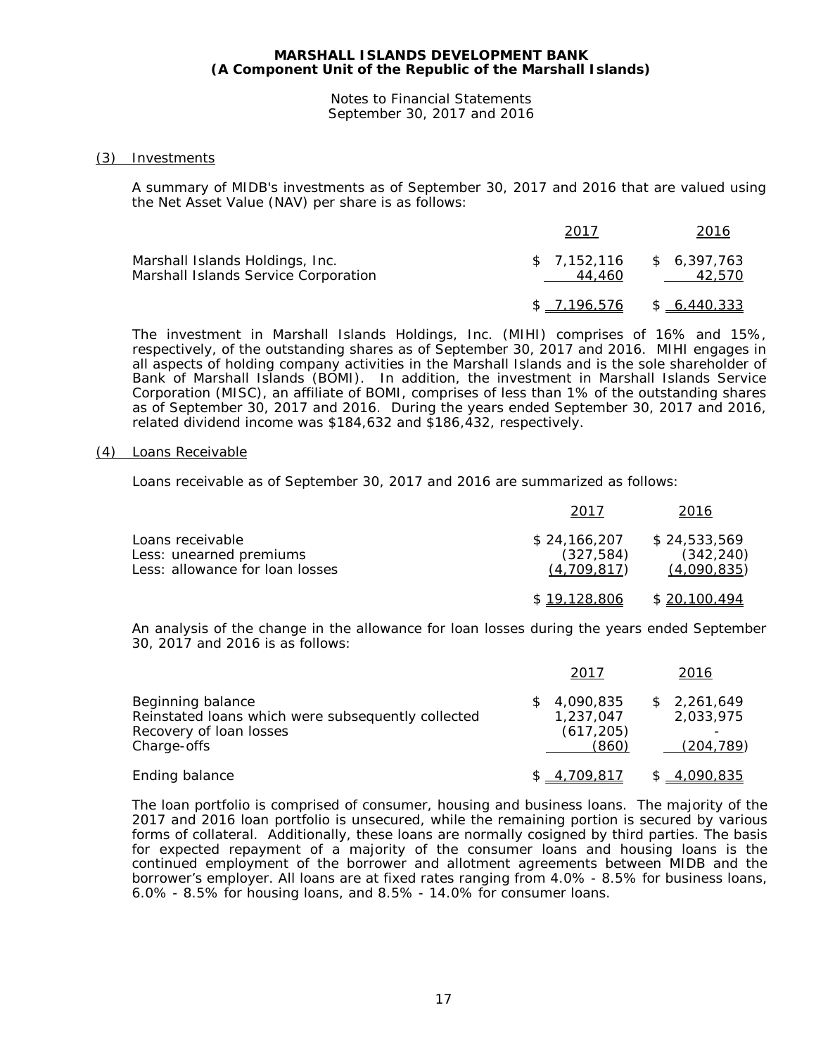## (3) Investments

A summary of MIDB's investments as of September 30, 2017 and 2016 that are valued using the Net Asset Value (NAV) per share is as follows:

| | 2017 | 2016 |
|---|---|---|
| Marshall Islands Holdings, Inc. | $ 7,152,116 | $ 6,397,763 |
| Marshall Islands Service Corporation | 44,460 | 42,570 |
| | $ 7,196,576 | $ 6,440,333 |

The investment in Marshall Islands Holdings, Inc. (MIHI) comprises of 16% and 15%, respectively, of the outstanding shares as of September 30, 2017 and 2016. MIHI engages in all aspects of holding company activities in the Marshall Islands and is the sole shareholder of Bank of Marshall Islands (BOMI). In addition, the investment in Marshall Islands Service Corporation (MISC), an affiliate of BOMI, comprises of less than 1% of the outstanding shares as of September 30, 2017 and 2016. During the years ended September 30, 2017 and 2016, related dividend income was $184,632 and $186,432, respectively.

## (4) Loans Receivable

Loans receivable as of September 30, 2017 and 2016 are summarized as follows:

| | 2017 | 2016 |
|---|---|---|
| Loans receivable | $ 24,166,207 | $ 24,533,569 |
| Less: unearned premiums | (327,584) | (342,240) |
| Less: allowance for loan losses | (4,709,817) | (4,090,835) |
| | $ 19,128,806 | $ 20,100,494 |

An analysis of the change in the allowance for loan losses during the years ended September 30, 2017 and 2016 is as follows:

| | 2017 | 2016 |
|---|---|---|
| Beginning balance | $ 4,090,835 | $ 2,261,649 |
| Reinstated loans which were subsequently collected | 1,237,047 | 2,033,975 |
| Recovery of loan losses | (617,205) | - |
| Charge-offs | (860) | (204,789) |
| Ending balance | $ 4,709,817 | $ 4,090,835 |

The loan portfolio is comprised of consumer, housing and business loans. The majority of the 2017 and 2016 loan portfolio is unsecured, while the remaining portion is secured by various forms of collateral. Additionally, these loans are normally cosigned by third parties. The basis for expected repayment of a majority of the consumer loans and housing loans is the continued employment of the borrower and allotment agreements between MIDB and the borrower's employer. All loans are at fixed rates ranging from 4.0% - 8.5% for business loans, 6.0% - 8.5% for housing loans, and 8.5% - 14.0% for consumer loans.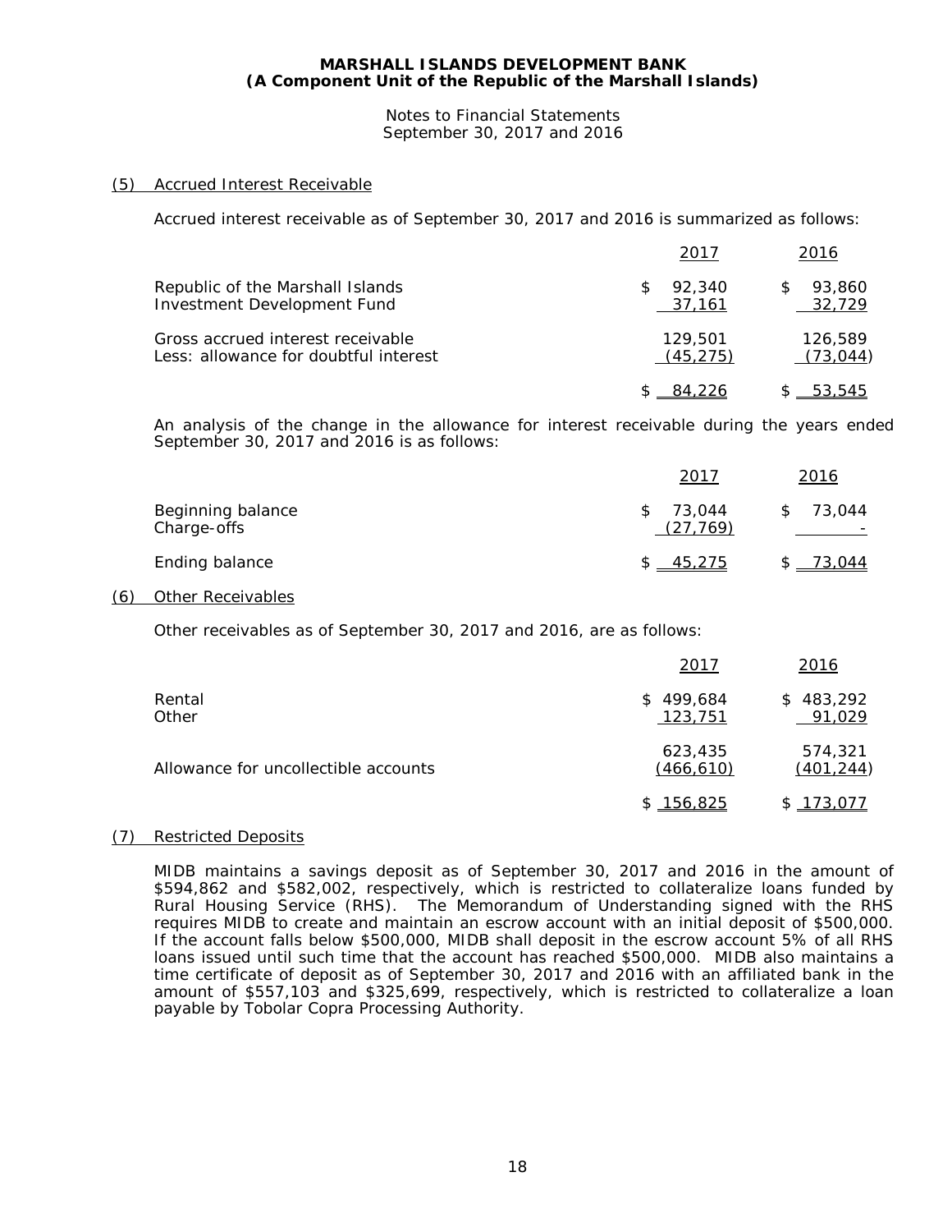## (5) Accrued Interest Receivable

Accrued interest receivable as of September 30, 2017 and 2016 is summarized as follows:

| | 2017 | 2016 |
|---|---|---|
| Republic of the Marshall Islands | $ 92,340 | $ 93,860 |
| Investment Development Fund | 37,161 | 32,729 |
| Gross accrued interest receivable | 129,501 | 126,589 |
| Less: allowance for doubtful interest | (45,275) | (73,044) |
| | $ 84,226 | $ 53,545 |

An analysis of the change in the allowance for interest receivable during the years ended September 30, 2017 and 2016 is as follows:

| | 2017 | 2016 |
|---|---|---|
| Beginning balance | $ 73,044 | $ 73,044 |
| Charge-offs | (27,769) | - |
| Ending balance | $ 45,275 | $ 73,044 |

## (6) Other Receivables

Other receivables as of September 30, 2017 and 2016, are as follows:

| | 2017 | 2016 |
|---|---|---|
| Rental | $ 499,684 | $ 483,292 |
| Other | 123,751 | 91,029 |
| | 623,435 | 574,321 |
| Allowance for uncollectible accounts | (466,610) | (401,244) |
| | $ 156,825 | $ 173,077 |

## (7) Restricted Deposits

MIDB maintains a savings deposit as of September 30, 2017 and 2016 in the amount of $594,862 and $582,002, respectively, which is restricted to collateralize loans funded by Rural Housing Service (RHS). The Memorandum of Understanding signed with the RHS requires MIDB to create and maintain an escrow account with an initial deposit of $500,000. If the account falls below $500,000, MIDB shall deposit in the escrow account 5% of all RHS loans issued until such time that the account has reached $500,000. MIDB also maintains a time certificate of deposit as of September 30, 2017 and 2016 with an affiliated bank in the amount of $557,103 and $325,699, respectively, which is restricted to collateralize a loan payable by Tobolar Copra Processing Authority.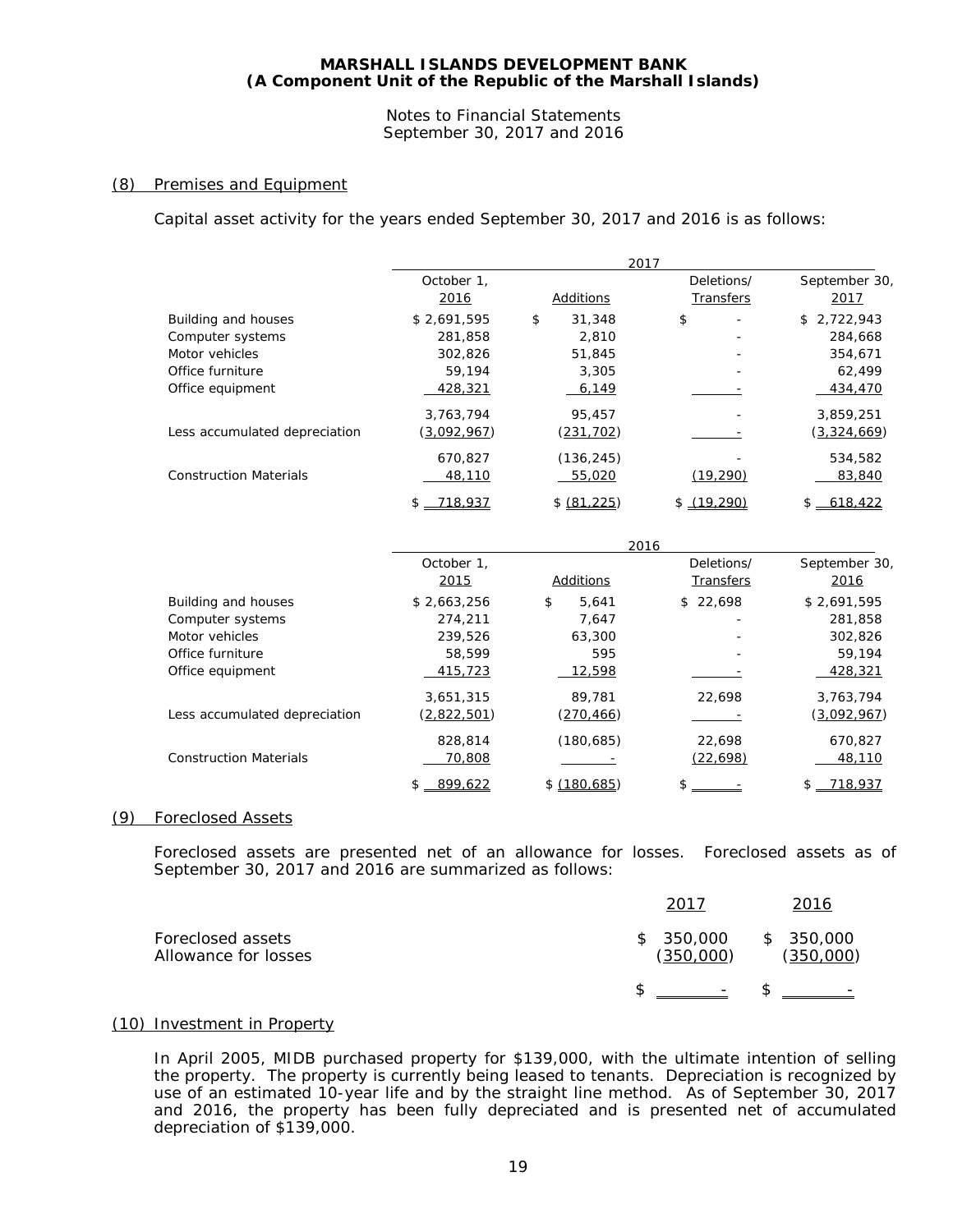# MARSHALL ISLANDS DEVELOPMENT BANK
## (A Component Unit of the Republic of the Marshall Islands)

Notes to Financial Statements
September 30, 2017 and 2016

## (8) Premises and Equipment

Capital asset activity for the years ended September 30, 2017 and 2016 is as follows:

| | 2017 | | | |
|---|---|---|---|---|
| | October 1, 2016 | Additions | Deletions/ Transfers | September 30, 2017 |
| Building and houses | $ 2,691,595 | $ 31,348 | $ - | $ 2,722,943 |
| Computer systems | 281,858 | 2,810 | - | 284,668 |
| Motor vehicles | 302,826 | 51,845 | - | 354,671 |
| Office furniture | 59,194 | 3,305 | - | 62,499 |
| Office equipment | 428,321 | 6,149 | - | 434,470 |
| | 3,763,794 | 95,457 | - | 3,859,251 |
| Less accumulated depreciation | (3,092,967) | (231,702) | - | (3,324,669) |
| | 670,827 | (136,245) | - | 534,582 |
| Construction Materials | 48,110 | 55,020 | (19,290) | 83,840 |
| | $ 718,937 | $ (81,225) | $ (19,290) | $ 618,422 |

| | 2016 | | | |
|---|---|---|---|---|
| | October 1, 2015 | Additions | Deletions/ Transfers | September 30, 2016 |
| Building and houses | $ 2,663,256 | $ 5,641 | $ 22,698 | $ 2,691,595 |
| Computer systems | 274,211 | 7,647 | - | 281,858 |
| Motor vehicles | 239,526 | 63,300 | - | 302,826 |
| Office furniture | 58,599 | 595 | - | 59,194 |
| Office equipment | 415,723 | 12,598 | - | 428,321 |
| | 3,651,315 | 89,781 | 22,698 | 3,763,794 |
| Less accumulated depreciation | (2,822,501) | (270,466) | - | (3,092,967) |
| | 828,814 | (180,685) | 22,698 | 670,827 |
| Construction Materials | 70,808 | - | (22,698) | 48,110 |
| | $ 899,622 | $ (180,685) | $ - | $ 718,937 |

## (9) Foreclosed Assets

Foreclosed assets are presented net of an allowance for losses. Foreclosed assets as of September 30, 2017 and 2016 are summarized as follows:

| | 2017 | 2016 |
|---|---|---|
| Foreclosed assets | $ 350,000 | $ 350,000 |
| Allowance for losses | (350,000) | (350,000) |
| | $ - | $ - |

## (10) Investment in Property

In April 2005, MIDB purchased property for $139,000, with the ultimate intention of selling the property. The property is currently being leased to tenants. Depreciation is recognized by use of an estimated 10-year life and by the straight line method. As of September 30, 2017 and 2016, the property has been fully depreciated and is presented net of accumulated depreciation of $139,000.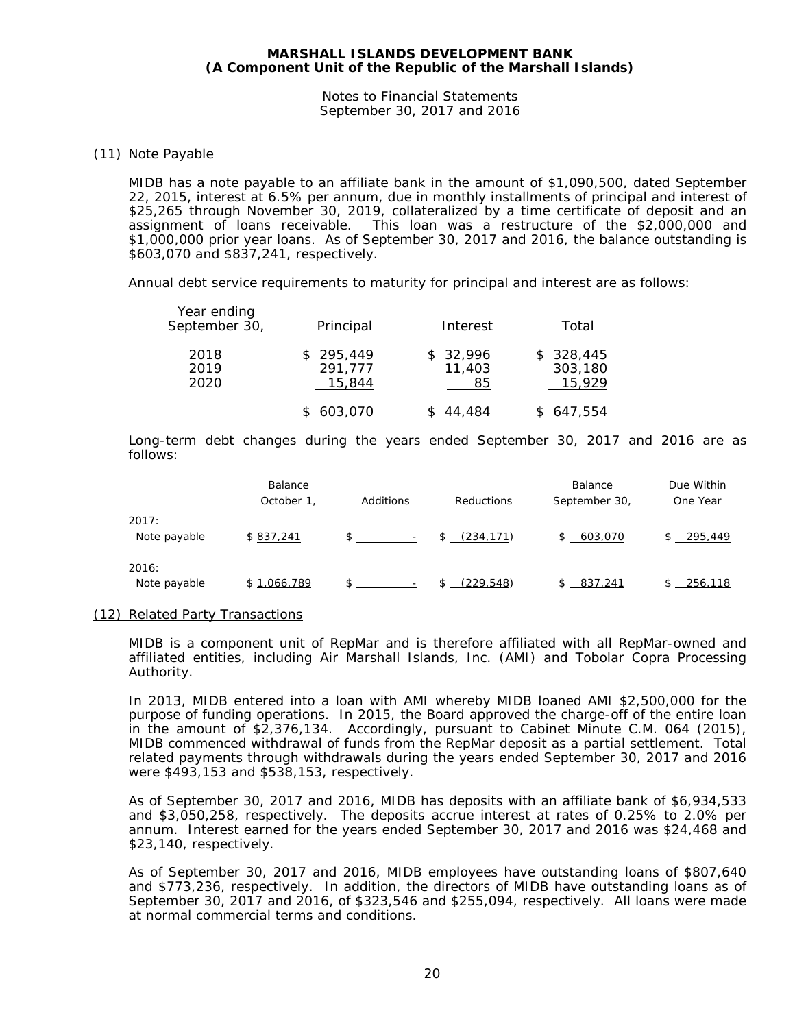**MARSHALL ISLANDS DEVELOPMENT BANK**
**(A Component Unit of the Republic of the Marshall Islands)**

Notes to Financial Statements
September 30, 2017 and 2016

## (11) Note Payable

MIDB has a note payable to an affiliate bank in the amount of $1,090,500, dated September 22, 2015, interest at 6.5% per annum, due in monthly installments of principal and interest of $25,265 through November 30, 2019, collateralized by a time certificate of deposit and an assignment of loans receivable. This loan was a restructure of the $2,000,000 and $1,000,000 prior year loans. As of September 30, 2017 and 2016, the balance outstanding is $603,070 and $837,241, respectively.

Annual debt service requirements to maturity for principal and interest are as follows:

| Year ending September 30, | Principal | Interest | Total |
|---|---|---|---|
| 2018 | $ 295,449 | $ 32,996 | $ 328,445 |
| 2019 | 291,777 | 11,403 | 303,180 |
| 2020 | 15,844 | 85 | 15,929 |
| | $ 603,070 | $ 44,484 | $ 647,554 |

Long-term debt changes during the years ended September 30, 2017 and 2016 are as follows:

| | Balance October 1, | Additions | Reductions | Balance September 30, | Due Within One Year |
|---|---|---|---|---|---|
| 2017: | | | | | |
| Note payable | $ 837,241 | $ - | $ (234,171) | $ 603,070 | $ 295,449 |
| 2016: | | | | | |
| Note payable | $ 1,066,789 | $ - | $ (229,548) | $ 837,241 | $ 256,118 |

## (12) Related Party Transactions

MIDB is a component unit of RepMar and is therefore affiliated with all RepMar-owned and affiliated entities, including Air Marshall Islands, Inc. (AMI) and Tobolar Copra Processing Authority.

In 2013, MIDB entered into a loan with AMI whereby MIDB loaned AMI $2,500,000 for the purpose of funding operations. In 2015, the Board approved the charge-off of the entire loan in the amount of $2,376,134. Accordingly, pursuant to Cabinet Minute C.M. 064 (2015), MIDB commenced withdrawal of funds from the RepMar deposit as a partial settlement. Total related payments through withdrawals during the years ended September 30, 2017 and 2016 were $493,153 and $538,153, respectively.

As of September 30, 2017 and 2016, MIDB has deposits with an affiliate bank of $6,934,533 and $3,050,258, respectively. The deposits accrue interest at rates of 0.25% to 2.0% per annum. Interest earned for the years ended September 30, 2017 and 2016 was $24,468 and $23,140, respectively.

As of September 30, 2017 and 2016, MIDB employees have outstanding loans of $807,640 and $773,236, respectively. In addition, the directors of MIDB have outstanding loans as of September 30, 2017 and 2016, of $323,546 and $255,094, respectively. All loans were made at normal commercial terms and conditions.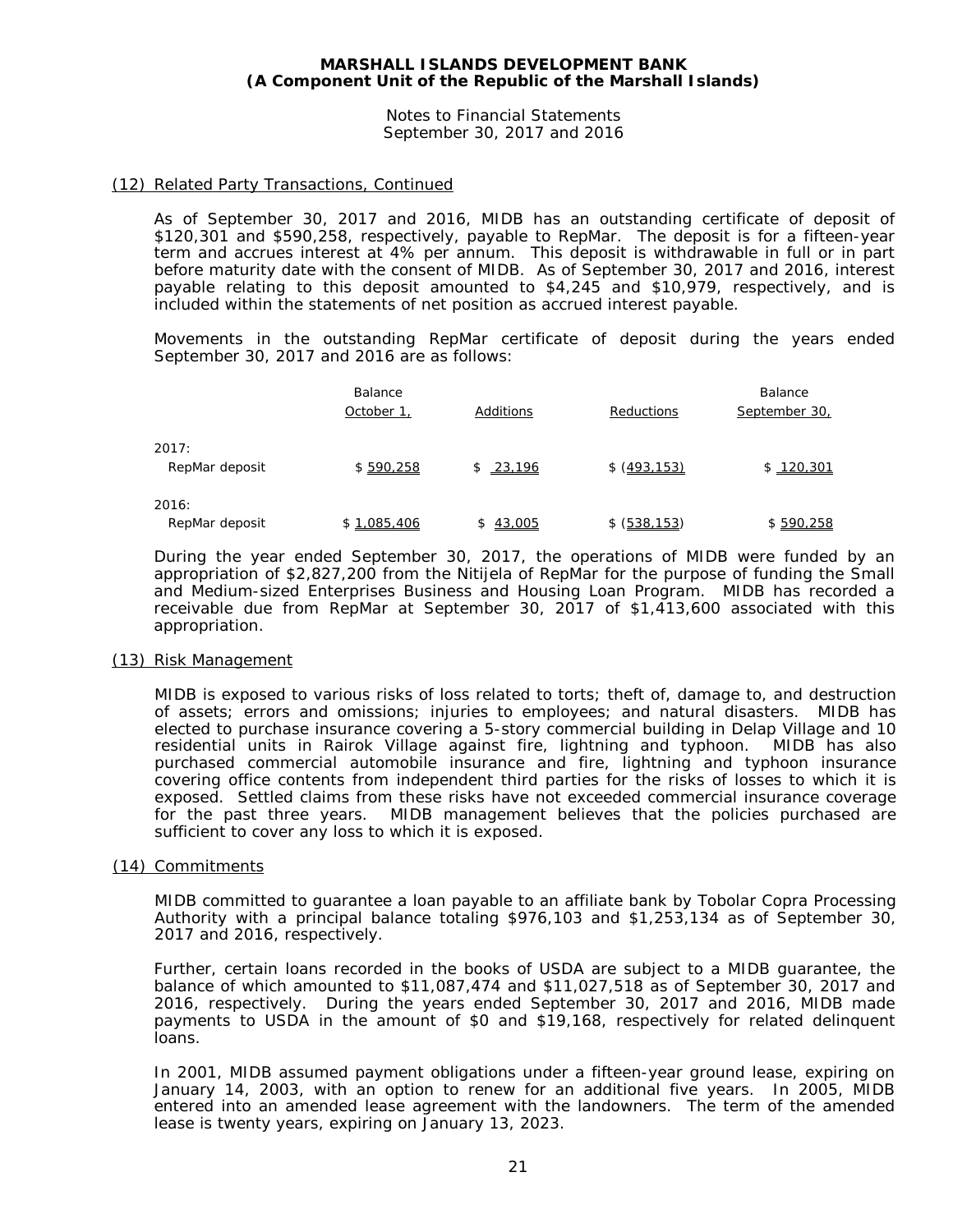## (12) Related Party Transactions, Continued

As of September 30, 2017 and 2016, MIDB has an outstanding certificate of deposit of \$120,301 and \$590,258, respectively, payable to RepMar. The deposit is for a fifteen-year term and accrues interest at 4% per annum. This deposit is withdrawable in full or in part before maturity date with the consent of MIDB. As of September 30, 2017 and 2016, interest payable relating to this deposit amounted to \$4,245 and \$10,979, respectively, and is included within the statements of net position as accrued interest payable.

Movements in the outstanding RepMar certificate of deposit during the years ended September 30, 2017 and 2016 are as follows:

| | Balance October 1, | Additions | Reductions | Balance September 30, |
|---|---|---|---|---|
| 2017: | | | | |
| RepMar deposit | \$ 590,258 | \$ 23,196 | \$ (493,153) | \$ 120,301 |
| 2016: | | | | |
| RepMar deposit | \$ 1,085,406 | \$ 43,005 | \$ (538,153) | \$ 590,258 |

During the year ended September 30, 2017, the operations of MIDB were funded by an appropriation of \$2,827,200 from the Nitijela of RepMar for the purpose of funding the Small and Medium-sized Enterprises Business and Housing Loan Program. MIDB has recorded a receivable due from RepMar at September 30, 2017 of \$1,413,600 associated with this appropriation.

## (13) Risk Management

MIDB is exposed to various risks of loss related to torts; theft of, damage to, and destruction of assets; errors and omissions; injuries to employees; and natural disasters. MIDB has elected to purchase insurance covering a 5-story commercial building in Delap Village and 10 residential units in Rairok Village against fire, lightning and typhoon. MIDB has also purchased commercial automobile insurance and fire, lightning and typhoon insurance covering office contents from independent third parties for the risks of losses to which it is exposed. Settled claims from these risks have not exceeded commercial insurance coverage for the past three years. MIDB management believes that the policies purchased are sufficient to cover any loss to which it is exposed.

## (14) Commitments

MIDB committed to guarantee a loan payable to an affiliate bank by Tobolar Copra Processing Authority with a principal balance totaling \$976,103 and \$1,253,134 as of September 30, 2017 and 2016, respectively.

Further, certain loans recorded in the books of USDA are subject to a MIDB guarantee, the balance of which amounted to \$11,087,474 and \$11,027,518 as of September 30, 2017 and 2016, respectively. During the years ended September 30, 2017 and 2016, MIDB made payments to USDA in the amount of \$0 and \$19,168, respectively for related delinquent loans.

In 2001, MIDB assumed payment obligations under a fifteen-year ground lease, expiring on January 14, 2003, with an option to renew for an additional five years. In 2005, MIDB entered into an amended lease agreement with the landowners. The term of the amended lease is twenty years, expiring on January 13, 2023.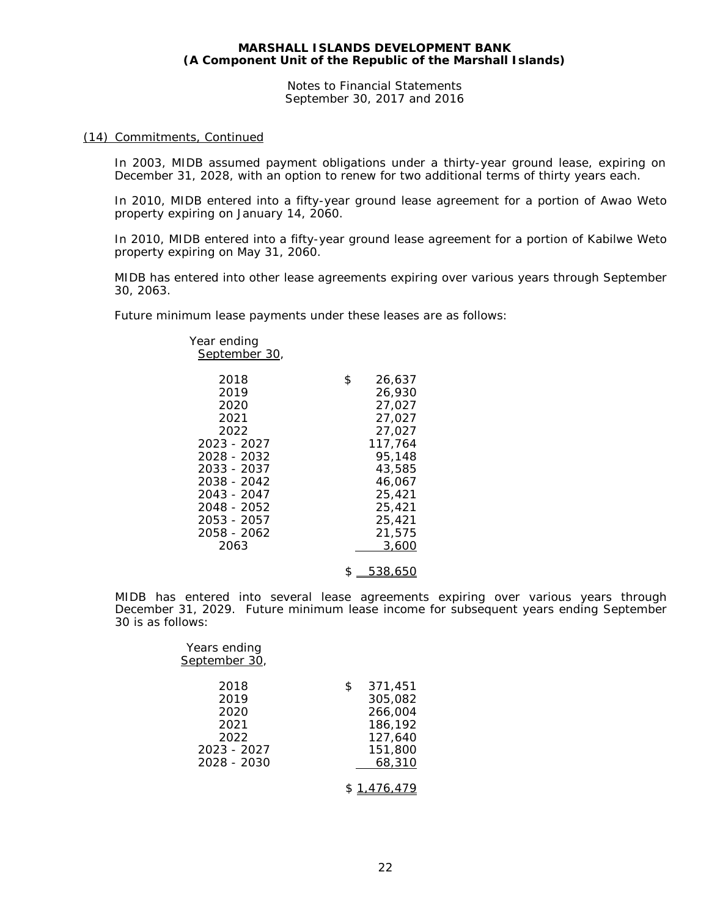## (14) Commitments, Continued

In 2003, MIDB assumed payment obligations under a thirty-year ground lease, expiring on December 31, 2028, with an option to renew for two additional terms of thirty years each.

In 2010, MIDB entered into a fifty-year ground lease agreement for a portion of Awao Weto property expiring on January 14, 2060.

In 2010, MIDB entered into a fifty-year ground lease agreement for a portion of Kabilwe Weto property expiring on May 31, 2060.

MIDB has entered into other lease agreements expiring over various years through September 30, 2063.

Future minimum lease payments under these leases are as follows:

| Year ending September 30, | |
|---|---|
| 2018 | $ 26,637 |
| 2019 | 26,930 |
| 2020 | 27,027 |
| 2021 | 27,027 |
| 2022 | 27,027 |
| 2023 - 2027 | 117,764 |
| 2028 - 2032 | 95,148 |
| 2033 - 2037 | 43,585 |
| 2038 - 2042 | 46,067 |
| 2043 - 2047 | 25,421 |
| 2048 - 2052 | 25,421 |
| 2053 - 2057 | 25,421 |
| 2058 - 2062 | 21,575 |
| 2063 | 3,600 |
| | $ 538,650 |

MIDB has entered into several lease agreements expiring over various years through December 31, 2029. Future minimum lease income for subsequent years ending September 30 is as follows:

| Years ending September 30, | |
|---|---|
| 2018 | $ 371,451 |
| 2019 | 305,082 |
| 2020 | 266,004 |
| 2021 | 186,192 |
| 2022 | 127,640 |
| 2023 - 2027 | 151,800 |
| 2028 - 2030 | 68,310 |
| | $ 1,476,479 |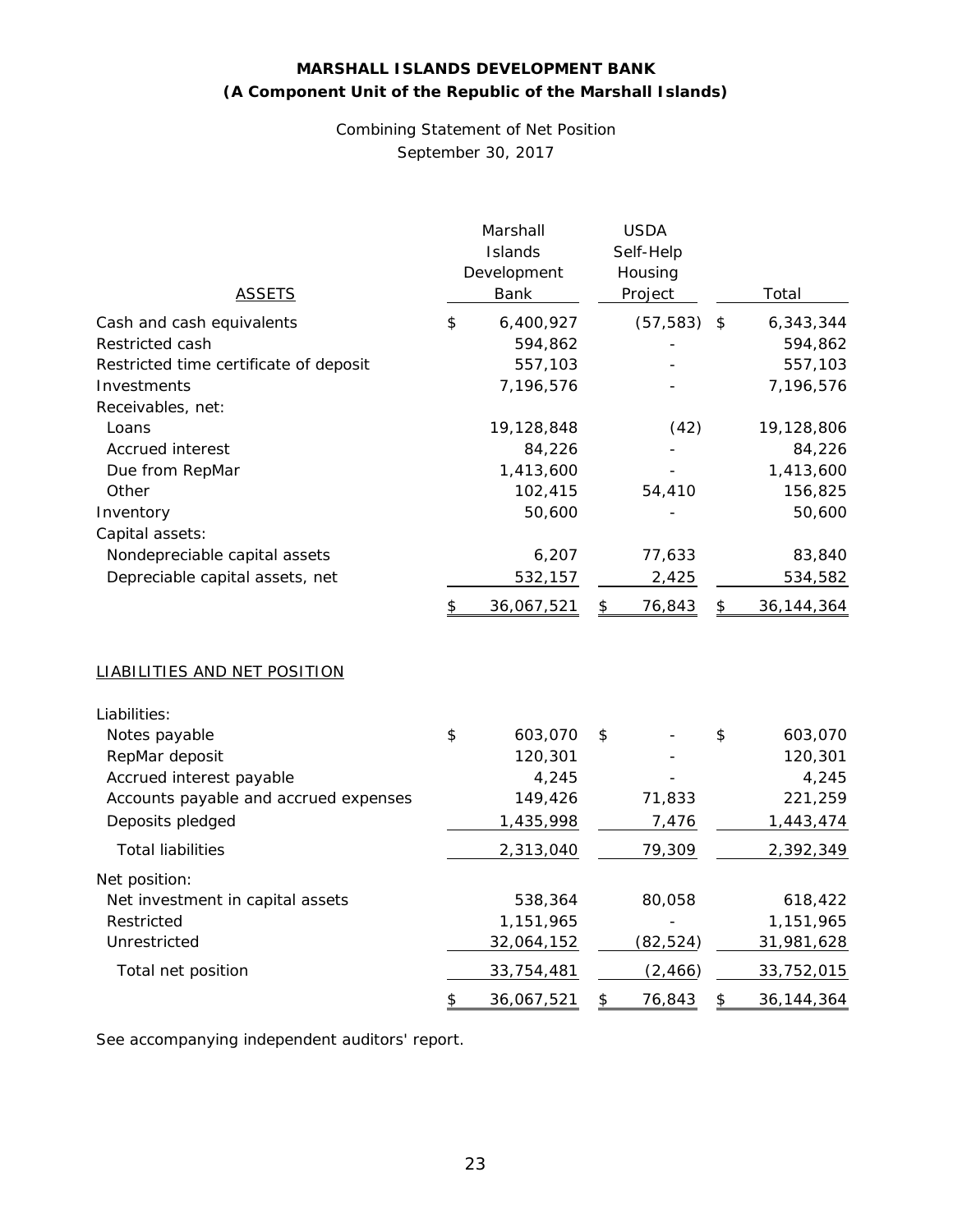# MARSHALL ISLANDS DEVELOPMENT BANK
## (A Component Unit of the Republic of the Marshall Islands)

Combining Statement of Net Position
September 30, 2017

| ASSETS | Marshall Islands Development Bank | USDA Self-Help Housing Project | Total |
|---|---|---|---|
| Cash and cash equivalents | $ 6,400,927 | (57,583) | $ 6,343,344 |
| Restricted cash | 594,862 | - | 594,862 |
| Restricted time certificate of deposit | 557,103 | - | 557,103 |
| Investments | 7,196,576 | - | 7,196,576 |
| Receivables, net: | | | |
| Loans | 19,128,848 | (42) | 19,128,806 |
| Accrued interest | 84,226 | - | 84,226 |
| Due from RepMar | 1,413,600 | - | 1,413,600 |
| Other | 102,415 | 54,410 | 156,825 |
| Inventory | 50,600 | - | 50,600 |
| Capital assets: | | | |
| Nondepreciable capital assets | 6,207 | 77,633 | 83,840 |
| Depreciable capital assets, net | 532,157 | 2,425 | 534,582 |
| | $ 36,067,521 | $ 76,843 | $ 36,144,364 |

| LIABILITIES AND NET POSITION | Marshall Islands Development Bank | USDA Self-Help Housing Project | Total |
|---|---|---|---|
| Liabilities: | | | |
| Notes payable | $ 603,070 | $ - | $ 603,070 |
| RepMar deposit | 120,301 | - | 120,301 |
| Accrued interest payable | 4,245 | - | 4,245 |
| Accounts payable and accrued expenses | 149,426 | 71,833 | 221,259 |
| Deposits pledged | 1,435,998 | 7,476 | 1,443,474 |
| Total liabilities | 2,313,040 | 79,309 | 2,392,349 |
| Net position: | | | |
| Net investment in capital assets | 538,364 | 80,058 | 618,422 |
| Restricted | 1,151,965 | - | 1,151,965 |
| Unrestricted | 32,064,152 | (82,524) | 31,981,628 |
| Total net position | 33,754,481 | (2,466) | 33,752,015 |
| | $ 36,067,521 | $ 76,843 | $ 36,144,364 |

See accompanying independent auditors' report.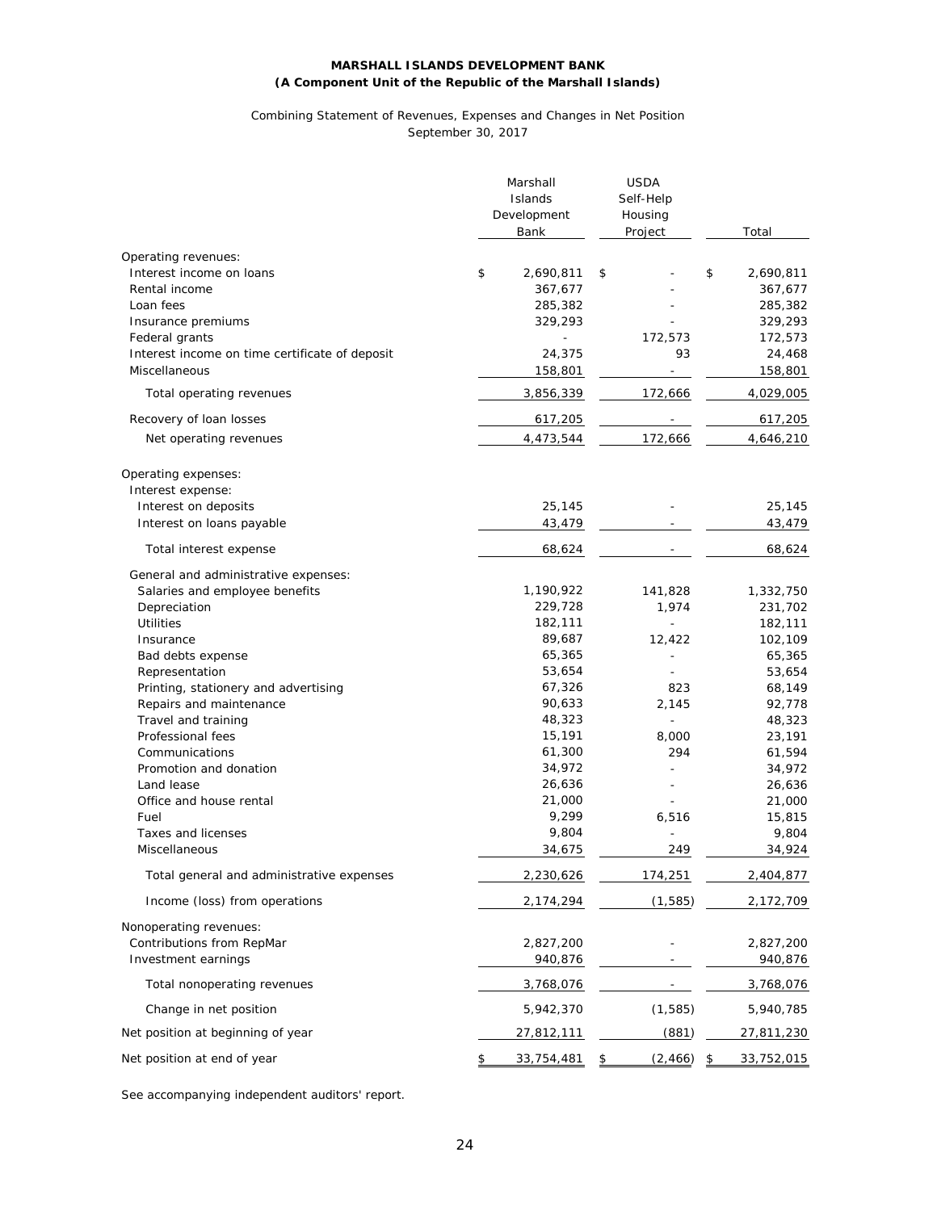**MARSHALL ISLANDS DEVELOPMENT BANK**
**(A Component Unit of the Republic of the Marshall Islands)**

Combining Statement of Revenues, Expenses and Changes in Net Position
September 30, 2017

| | Marshall Islands Development Bank | USDA Self-Help Housing Project | Total |
|---|---|---|---|
| Operating revenues: | | | |
| Interest income on loans | $ 2,690,811 | $ - | $ 2,690,811 |
| Rental income | 367,677 | - | 367,677 |
| Loan fees | 285,382 | - | 285,382 |
| Insurance premiums | 329,293 | - | 329,293 |
| Federal grants | - | 172,573 | 172,573 |
| Interest income on time certificate of deposit | 24,375 | 93 | 24,468 |
| Miscellaneous | 158,801 | - | 158,801 |
| Total operating revenues | 3,856,339 | 172,666 | 4,029,005 |
| Recovery of loan losses | 617,205 | - | 617,205 |
| Net operating revenues | 4,473,544 | 172,666 | 4,646,210 |
| Operating expenses: | | | |
| Interest expense: | | | |
| Interest on deposits | 25,145 | - | 25,145 |
| Interest on loans payable | 43,479 | - | 43,479 |
| Total interest expense | 68,624 | - | 68,624 |
| General and administrative expenses: | | | |
| Salaries and employee benefits | 1,190,922 | 141,828 | 1,332,750 |
| Depreciation | 229,728 | 1,974 | 231,702 |
| Utilities | 182,111 | - | 182,111 |
| Insurance | 89,687 | 12,422 | 102,109 |
| Bad debts expense | 65,365 | - | 65,365 |
| Representation | 53,654 | - | 53,654 |
| Printing, stationery and advertising | 67,326 | 823 | 68,149 |
| Repairs and maintenance | 90,633 | 2,145 | 92,778 |
| Travel and training | 48,323 | - | 48,323 |
| Professional fees | 15,191 | 8,000 | 23,191 |
| Communications | 61,300 | 294 | 61,594 |
| Promotion and donation | 34,972 | - | 34,972 |
| Land lease | 26,636 | - | 26,636 |
| Office and house rental | 21,000 | - | 21,000 |
| Fuel | 9,299 | 6,516 | 15,815 |
| Taxes and licenses | 9,804 | - | 9,804 |
| Miscellaneous | 34,675 | 249 | 34,924 |
| Total general and administrative expenses | 2,230,626 | 174,251 | 2,404,877 |
| Income (loss) from operations | 2,174,294 | (1,585) | 2,172,709 |
| Nonoperating revenues: | | | |
| Contributions from RepMar | 2,827,200 | - | 2,827,200 |
| Investment earnings | 940,876 | - | 940,876 |
| Total nonoperating revenues | 3,768,076 | - | 3,768,076 |
| Change in net position | 5,942,370 | (1,585) | 5,940,785 |
| Net position at beginning of year | 27,812,111 | (881) | 27,811,230 |
| Net position at end of year | $ 33,754,481 | $ (2,466) | $ 33,752,015 |

See accompanying independent auditors' report.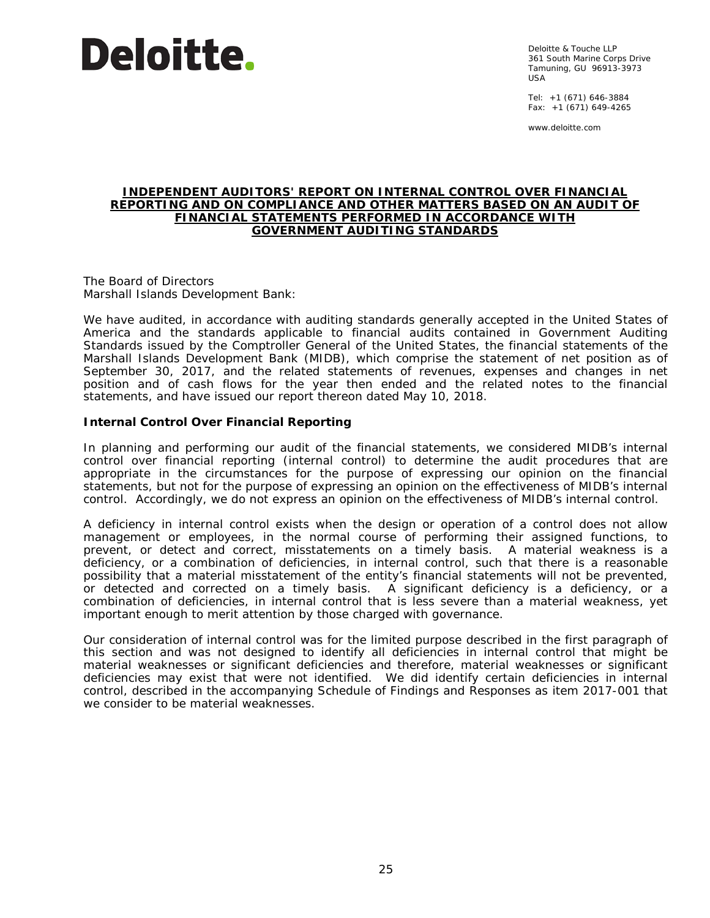**Deloitte.**

Deloitte & Touche LLP
361 South Marine Corps Drive
Tamuning, GU 96913-3973
USA

Tel: +1 (671) 646-3884
Fax: +1 (671) 649-4265

www.deloitte.com

# INDEPENDENT AUDITORS' REPORT ON INTERNAL CONTROL OVER FINANCIAL REPORTING AND ON COMPLIANCE AND OTHER MATTERS BASED ON AN AUDIT OF FINANCIAL STATEMENTS PERFORMED IN ACCORDANCE WITH GOVERNMENT AUDITING STANDARDS

The Board of Directors
Marshall Islands Development Bank:

We have audited, in accordance with auditing standards generally accepted in the United States of America and the standards applicable to financial audits contained in Government Auditing Standards issued by the Comptroller General of the United States, the financial statements of the Marshall Islands Development Bank (MIDB), which comprise the statement of net position as of September 30, 2017, and the related statements of revenues, expenses and changes in net position and of cash flows for the year then ended and the related notes to the financial statements, and have issued our report thereon dated May 10, 2018.

## Internal Control Over Financial Reporting

In planning and performing our audit of the financial statements, we considered MIDB's internal control over financial reporting (internal control) to determine the audit procedures that are appropriate in the circumstances for the purpose of expressing our opinion on the financial statements, but not for the purpose of expressing an opinion on the effectiveness of MIDB's internal control. Accordingly, we do not express an opinion on the effectiveness of MIDB's internal control.

A deficiency in internal control exists when the design or operation of a control does not allow management or employees, in the normal course of performing their assigned functions, to prevent, or detect and correct, misstatements on a timely basis. A material weakness is a deficiency, or a combination of deficiencies, in internal control, such that there is a reasonable possibility that a material misstatement of the entity's financial statements will not be prevented, or detected and corrected on a timely basis. A significant deficiency is a deficiency, or a combination of deficiencies, in internal control that is less severe than a material weakness, yet important enough to merit attention by those charged with governance.

Our consideration of internal control was for the limited purpose described in the first paragraph of this section and was not designed to identify all deficiencies in internal control that might be material weaknesses or significant deficiencies and therefore, material weaknesses or significant deficiencies may exist that were not identified. We did identify certain deficiencies in internal control, described in the accompanying Schedule of Findings and Responses as item 2017-001 that we consider to be material weaknesses.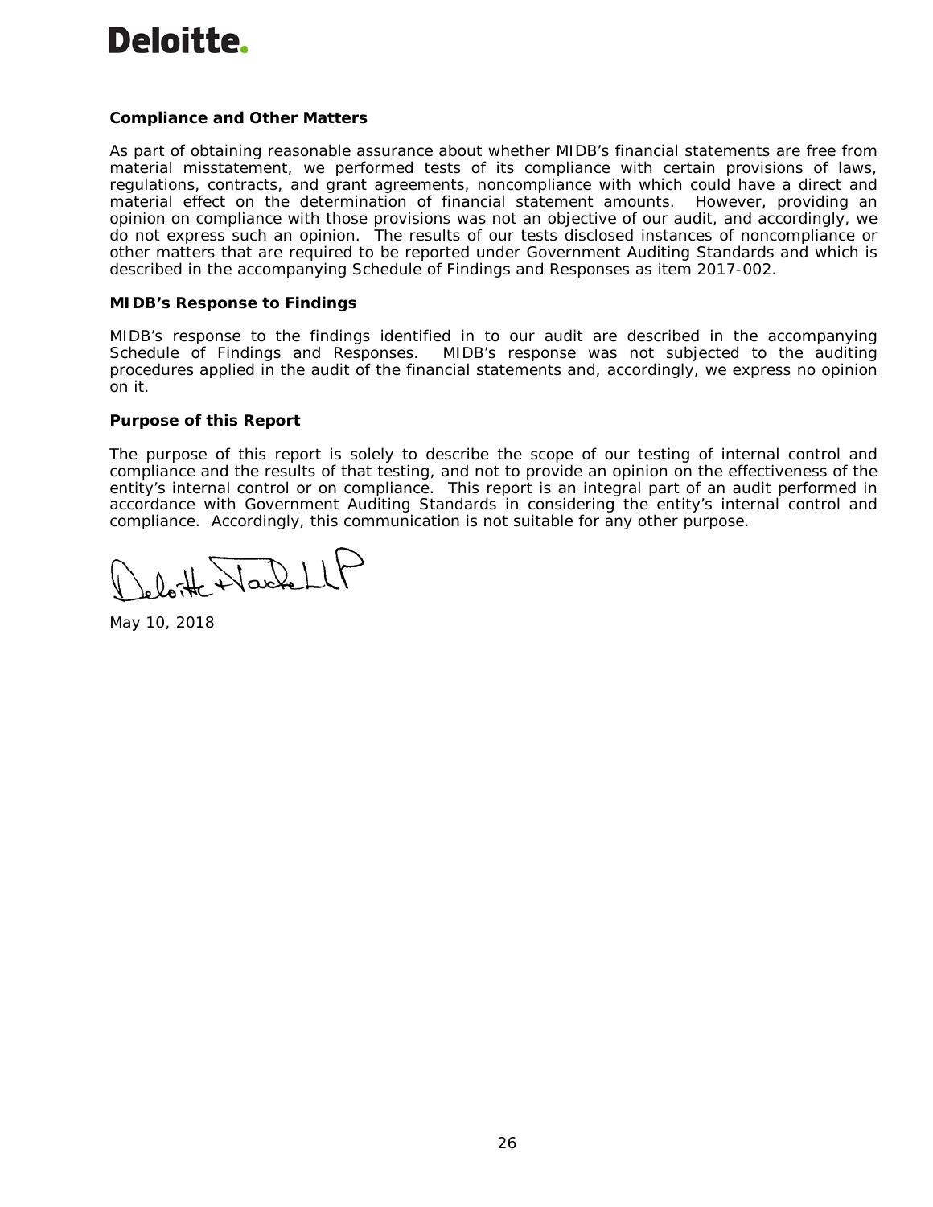**Compliance and Other Matters**

As part of obtaining reasonable assurance about whether MIDB's financial statements are free from material misstatement, we performed tests of its compliance with certain provisions of laws, regulations, contracts, and grant agreements, noncompliance with which could have a direct and material effect on the determination of financial statement amounts. However, providing an opinion on compliance with those provisions was not an objective of our audit, and accordingly, we do not express such an opinion. The results of our tests disclosed instances of noncompliance or other matters that are required to be reported under Government Auditing Standards and which is described in the accompanying Schedule of Findings and Responses as item 2017-002.

**MIDB's Response to Findings**

MIDB's response to the findings identified in to our audit are described in the accompanying Schedule of Findings and Responses. MIDB's response was not subjected to the auditing procedures applied in the audit of the financial statements and, accordingly, we express no opinion on it.

**Purpose of this Report**

The purpose of this report is solely to describe the scope of our testing of internal control and compliance and the results of that testing, and not to provide an opinion on the effectiveness of the entity's internal control or on compliance. This report is an integral part of an audit performed in accordance with Government Auditing Standards in considering the entity's internal control and compliance. Accordingly, this communication is not suitable for any other purpose.

Deloitte & Touche LLP

May 10, 2018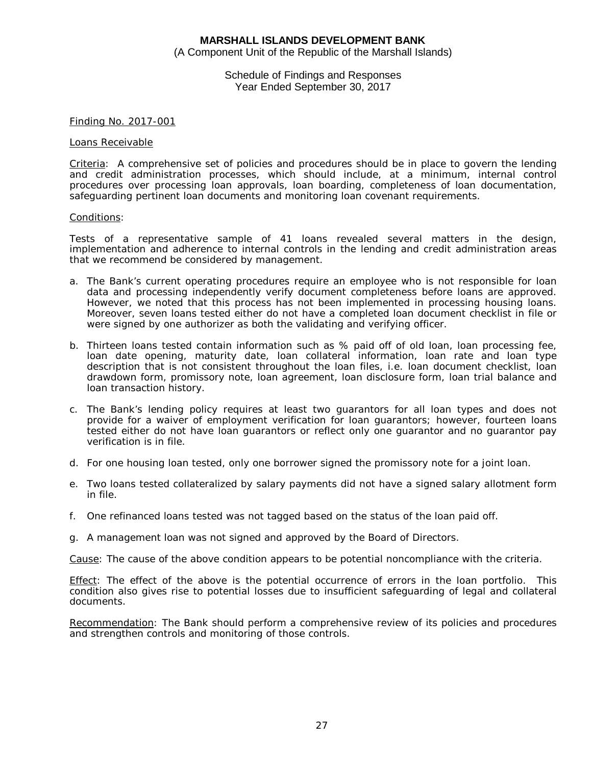**MARSHALL ISLANDS DEVELOPMENT BANK**
(A Component Unit of the Republic of the Marshall Islands)

Schedule of Findings and Responses
Year Ended September 30, 2017

Finding No. 2017-001

Loans Receivable

Criteria: A comprehensive set of policies and procedures should be in place to govern the lending and credit administration processes, which should include, at a minimum, internal control procedures over processing loan approvals, loan boarding, completeness of loan documentation, safeguarding pertinent loan documents and monitoring loan covenant requirements.

Conditions:

Tests of a representative sample of 41 loans revealed several matters in the design, implementation and adherence to internal controls in the lending and credit administration areas that we recommend be considered by management.

a. The Bank's current operating procedures require an employee who is not responsible for loan data and processing independently verify document completeness before loans are approved. However, we noted that this process has not been implemented in processing housing loans. Moreover, seven loans tested either do not have a completed loan document checklist in file or were signed by one authorizer as both the validating and verifying officer.

b. Thirteen loans tested contain information such as % paid off of old loan, loan processing fee, loan date opening, maturity date, loan collateral information, loan rate and loan type description that is not consistent throughout the loan files, i.e. loan document checklist, loan drawdown form, promissory note, loan agreement, loan disclosure form, loan trial balance and loan transaction history.

c. The Bank's lending policy requires at least two guarantors for all loan types and does not provide for a waiver of employment verification for loan guarantors; however, fourteen loans tested either do not have loan guarantors or reflect only one guarantor and no guarantor pay verification is in file.

d. For one housing loan tested, only one borrower signed the promissory note for a joint loan.

e. Two loans tested collateralized by salary payments did not have a signed salary allotment form in file.

f. One refinanced loans tested was not tagged based on the status of the loan paid off.

g. A management loan was not signed and approved by the Board of Directors.

Cause: The cause of the above condition appears to be potential noncompliance with the criteria.

Effect: The effect of the above is the potential occurrence of errors in the loan portfolio. This condition also gives rise to potential losses due to insufficient safeguarding of legal and collateral documents.

Recommendation: The Bank should perform a comprehensive review of its policies and procedures and strengthen controls and monitoring of those controls.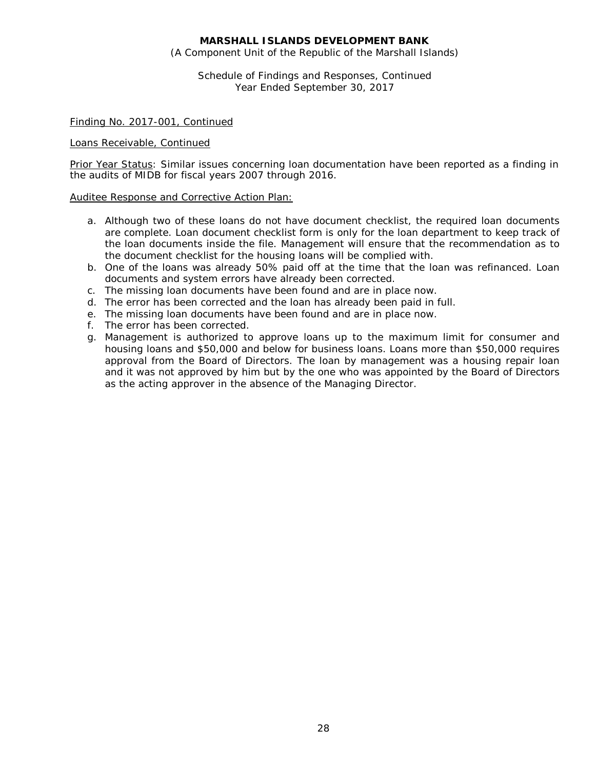# MARSHALL ISLANDS DEVELOPMENT BANK

(A Component Unit of the Republic of the Marshall Islands)

Schedule of Findings and Responses, Continued
Year Ended September 30, 2017

Finding No. 2017-001, Continued

Loans Receivable, Continued

Prior Year Status: Similar issues concerning loan documentation have been reported as a finding in the audits of MIDB for fiscal years 2007 through 2016.

Auditee Response and Corrective Action Plan:

a. Although two of these loans do not have document checklist, the required loan documents are complete. Loan document checklist form is only for the loan department to keep track of the loan documents inside the file. Management will ensure that the recommendation as to the document checklist for the housing loans will be complied with.
b. One of the loans was already 50% paid off at the time that the loan was refinanced. Loan documents and system errors have already been corrected.
c. The missing loan documents have been found and are in place now.
d. The error has been corrected and the loan has already been paid in full.
e. The missing loan documents have been found and are in place now.
f. The error has been corrected.
g. Management is authorized to approve loans up to the maximum limit for consumer and housing loans and $50,000 and below for business loans. Loans more than $50,000 requires approval from the Board of Directors. The loan by management was a housing repair loan and it was not approved by him but by the one who was appointed by the Board of Directors as the acting approver in the absence of the Managing Director.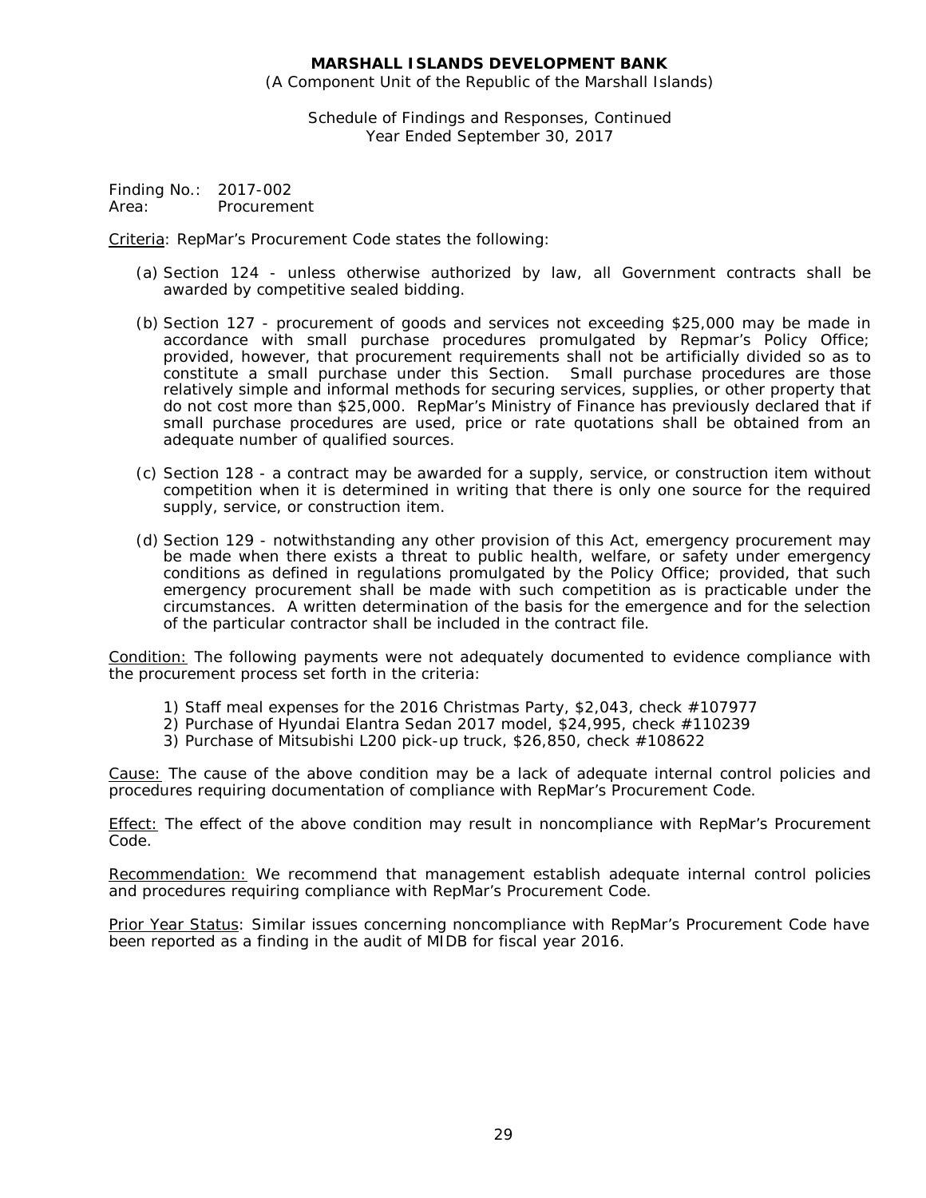**MARSHALL ISLANDS DEVELOPMENT BANK**
(A Component Unit of the Republic of the Marshall Islands)

Schedule of Findings and Responses, Continued
Year Ended September 30, 2017

Finding No.: 2017-002
Area: Procurement

Criteria: RepMar's Procurement Code states the following:

(a) Section 124 - unless otherwise authorized by law, all Government contracts shall be awarded by competitive sealed bidding.

(b) Section 127 - procurement of goods and services not exceeding $25,000 may be made in accordance with small purchase procedures promulgated by Repmar's Policy Office; provided, however, that procurement requirements shall not be artificially divided so as to constitute a small purchase under this Section. Small purchase procedures are those relatively simple and informal methods for securing services, supplies, or other property that do not cost more than $25,000. RepMar's Ministry of Finance has previously declared that if small purchase procedures are used, price or rate quotations shall be obtained from an adequate number of qualified sources.

(c) Section 128 - a contract may be awarded for a supply, service, or construction item without competition when it is determined in writing that there is only one source for the required supply, service, or construction item.

(d) Section 129 - notwithstanding any other provision of this Act, emergency procurement may be made when there exists a threat to public health, welfare, or safety under emergency conditions as defined in regulations promulgated by the Policy Office; provided, that such emergency procurement shall be made with such competition as is practicable under the circumstances. A written determination of the basis for the emergence and for the selection of the particular contractor shall be included in the contract file.

Condition: The following payments were not adequately documented to evidence compliance with the procurement process set forth in the criteria:

1) Staff meal expenses for the 2016 Christmas Party, $2,043, check #107977
2) Purchase of Hyundai Elantra Sedan 2017 model, $24,995, check #110239
3) Purchase of Mitsubishi L200 pick-up truck, $26,850, check #108622

Cause: The cause of the above condition may be a lack of adequate internal control policies and procedures requiring documentation of compliance with RepMar's Procurement Code.

Effect: The effect of the above condition may result in noncompliance with RepMar's Procurement Code.

Recommendation: We recommend that management establish adequate internal control policies and procedures requiring compliance with RepMar's Procurement Code.

Prior Year Status: Similar issues concerning noncompliance with RepMar's Procurement Code have been reported as a finding in the audit of MIDB for fiscal year 2016.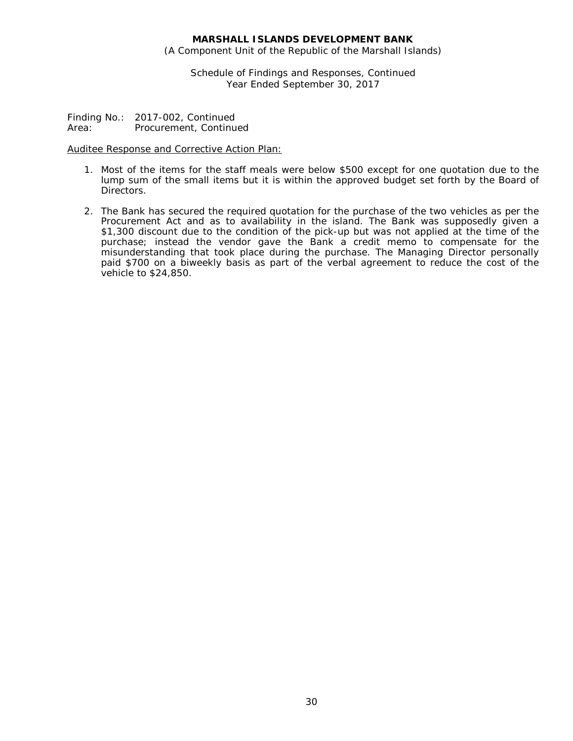**MARSHALL ISLANDS DEVELOPMENT BANK**
(A Component Unit of the Republic of the Marshall Islands)

Schedule of Findings and Responses, Continued
Year Ended September 30, 2017

Finding No.: 2017-002, Continued
Area: Procurement, Continued

Auditee Response and Corrective Action Plan:

1. Most of the items for the staff meals were below $500 except for one quotation due to the lump sum of the small items but it is within the approved budget set forth by the Board of Directors.

2. The Bank has secured the required quotation for the purchase of the two vehicles as per the Procurement Act and as to availability in the island. The Bank was supposedly given a $1,300 discount due to the condition of the pick-up but was not applied at the time of the purchase; instead the vendor gave the Bank a credit memo to compensate for the misunderstanding that took place during the purchase. The Managing Director personally paid $700 on a biweekly basis as part of the verbal agreement to reduce the cost of the vehicle to $24,850.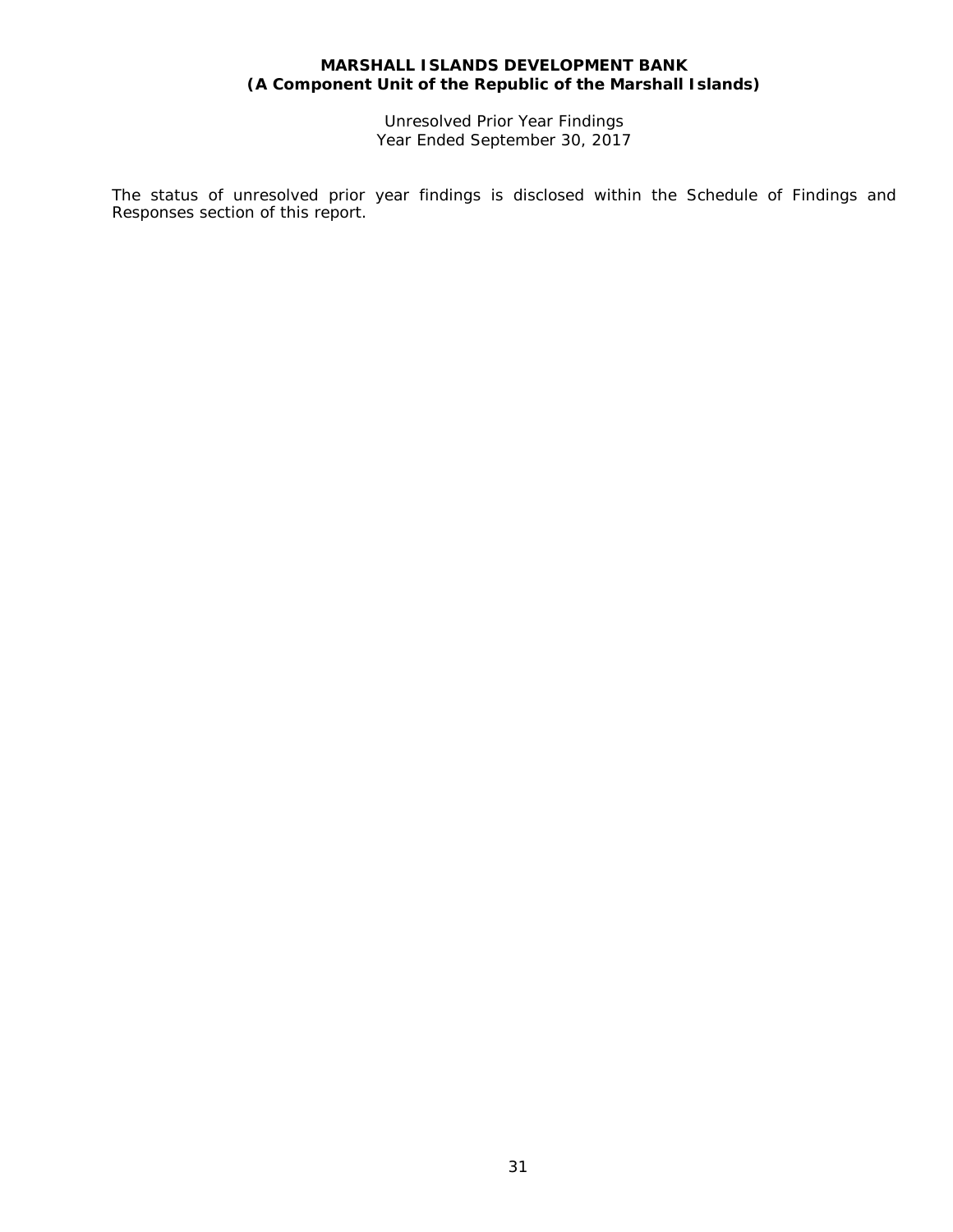**MARSHALL ISLANDS DEVELOPMENT BANK**
**(A Component Unit of the Republic of the Marshall Islands)**

Unresolved Prior Year Findings
Year Ended September 30, 2017

The status of unresolved prior year findings is disclosed within the Schedule of Findings and Responses section of this report.